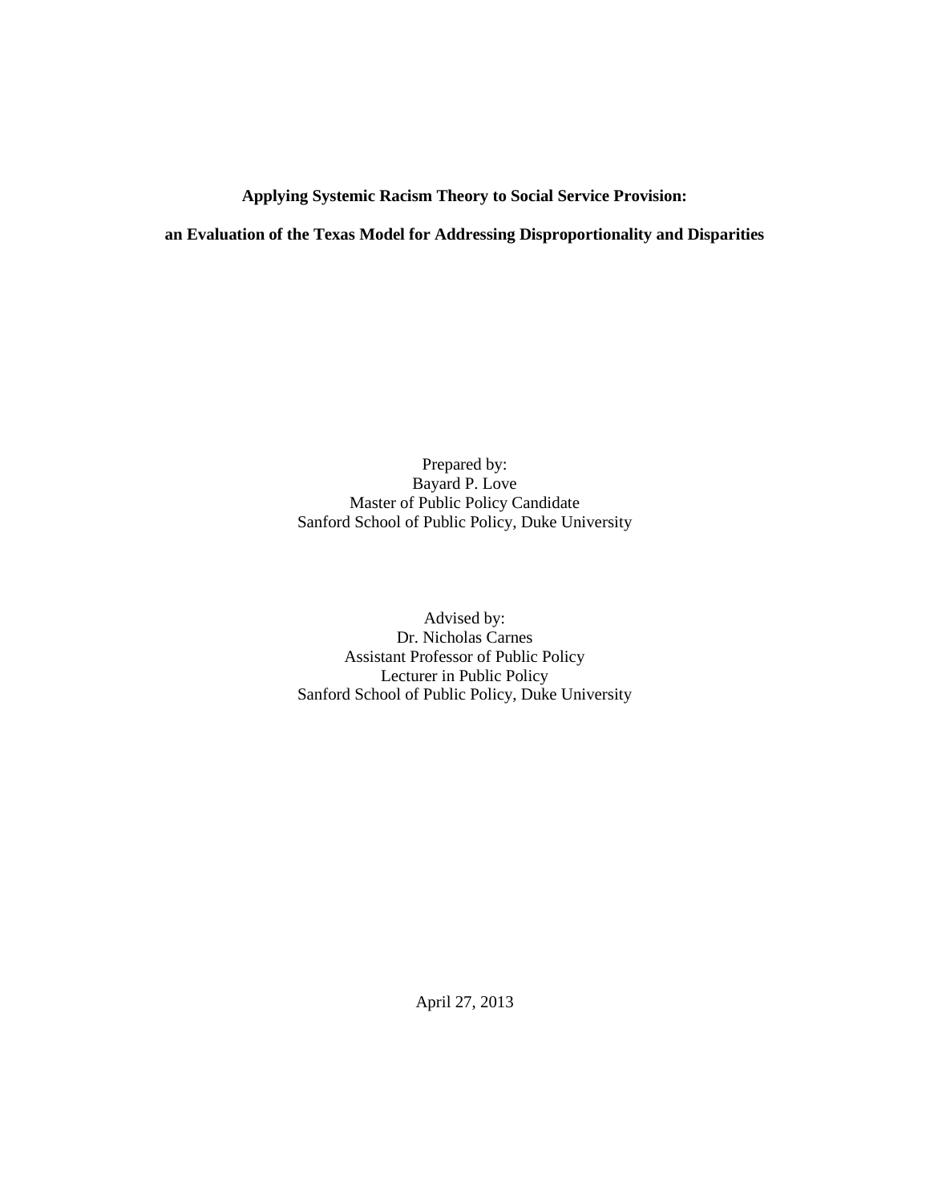**Applying Systemic Racism Theory to Social Service Provision:**

**an Evaluation of the Texas Model for Addressing Disproportionality and Disparities**

Prepared by:
Bayard P. Love
Master of Public Policy Candidate
Sanford School of Public Policy, Duke University

Advised by:
Dr. Nicholas Carnes
Assistant Professor of Public Policy
Lecturer in Public Policy
Sanford School of Public Policy, Duke University

April 27, 2013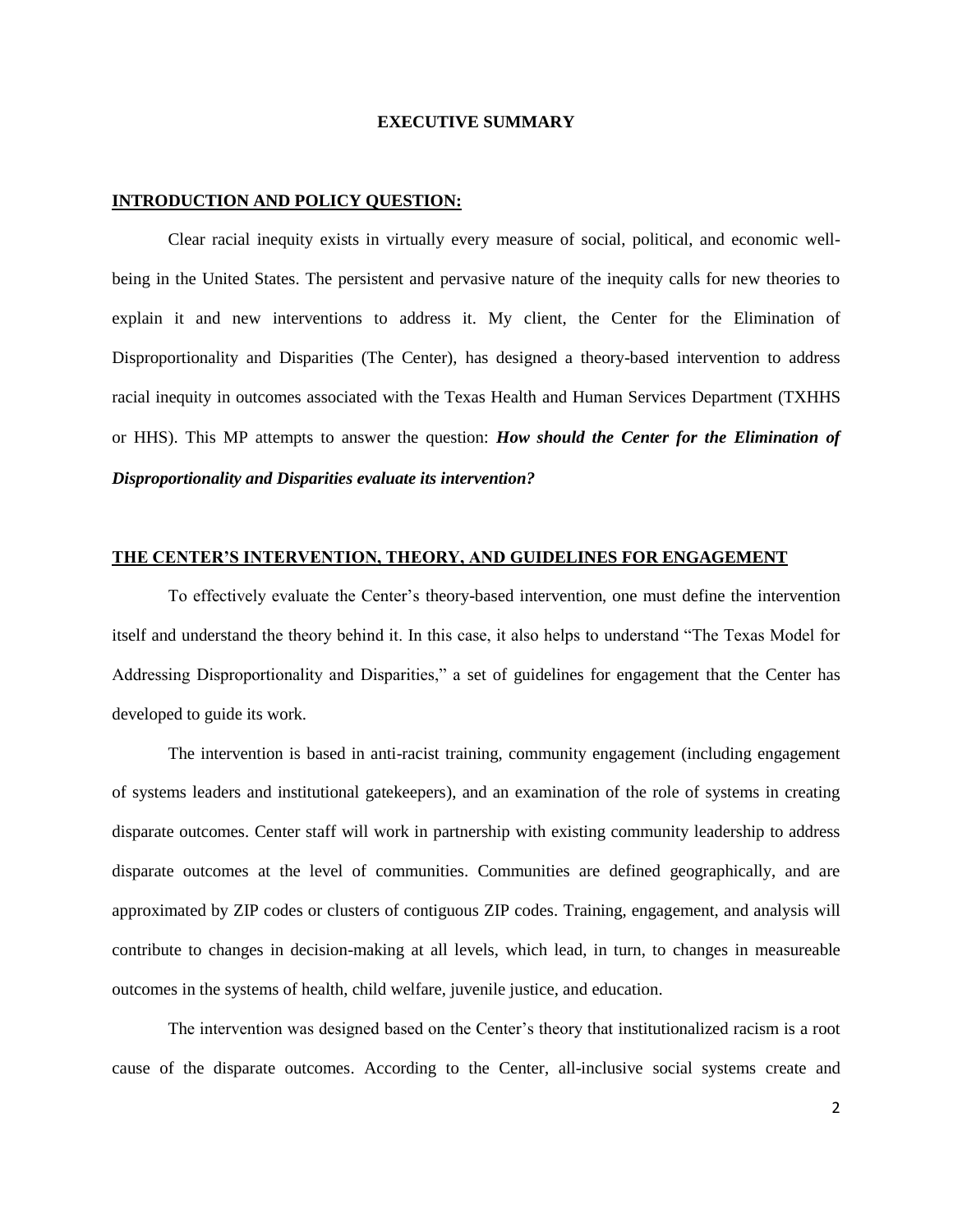# EXECUTIVE SUMMARY

## INTRODUCTION AND POLICY QUESTION:

Clear racial inequity exists in virtually every measure of social, political, and economic well-being in the United States. The persistent and pervasive nature of the inequity calls for new theories to explain it and new interventions to address it. My client, the Center for the Elimination of Disproportionality and Disparities (The Center), has designed a theory-based intervention to address racial inequity in outcomes associated with the Texas Health and Human Services Department (TXHHS or HHS). This MP attempts to answer the question: ***How should the Center for the Elimination of Disproportionality and Disparities evaluate its intervention?***

## THE CENTER'S INTERVENTION, THEORY, AND GUIDELINES FOR ENGAGEMENT

To effectively evaluate the Center's theory-based intervention, one must define the intervention itself and understand the theory behind it. In this case, it also helps to understand "The Texas Model for Addressing Disproportionality and Disparities," a set of guidelines for engagement that the Center has developed to guide its work.

The intervention is based in anti-racist training, community engagement (including engagement of systems leaders and institutional gatekeepers), and an examination of the role of systems in creating disparate outcomes. Center staff will work in partnership with existing community leadership to address disparate outcomes at the level of communities. Communities are defined geographically, and are approximated by ZIP codes or clusters of contiguous ZIP codes. Training, engagement, and analysis will contribute to changes in decision-making at all levels, which lead, in turn, to changes in measureable outcomes in the systems of health, child welfare, juvenile justice, and education.

The intervention was designed based on the Center's theory that institutionalized racism is a root cause of the disparate outcomes. According to the Center, all-inclusive social systems create and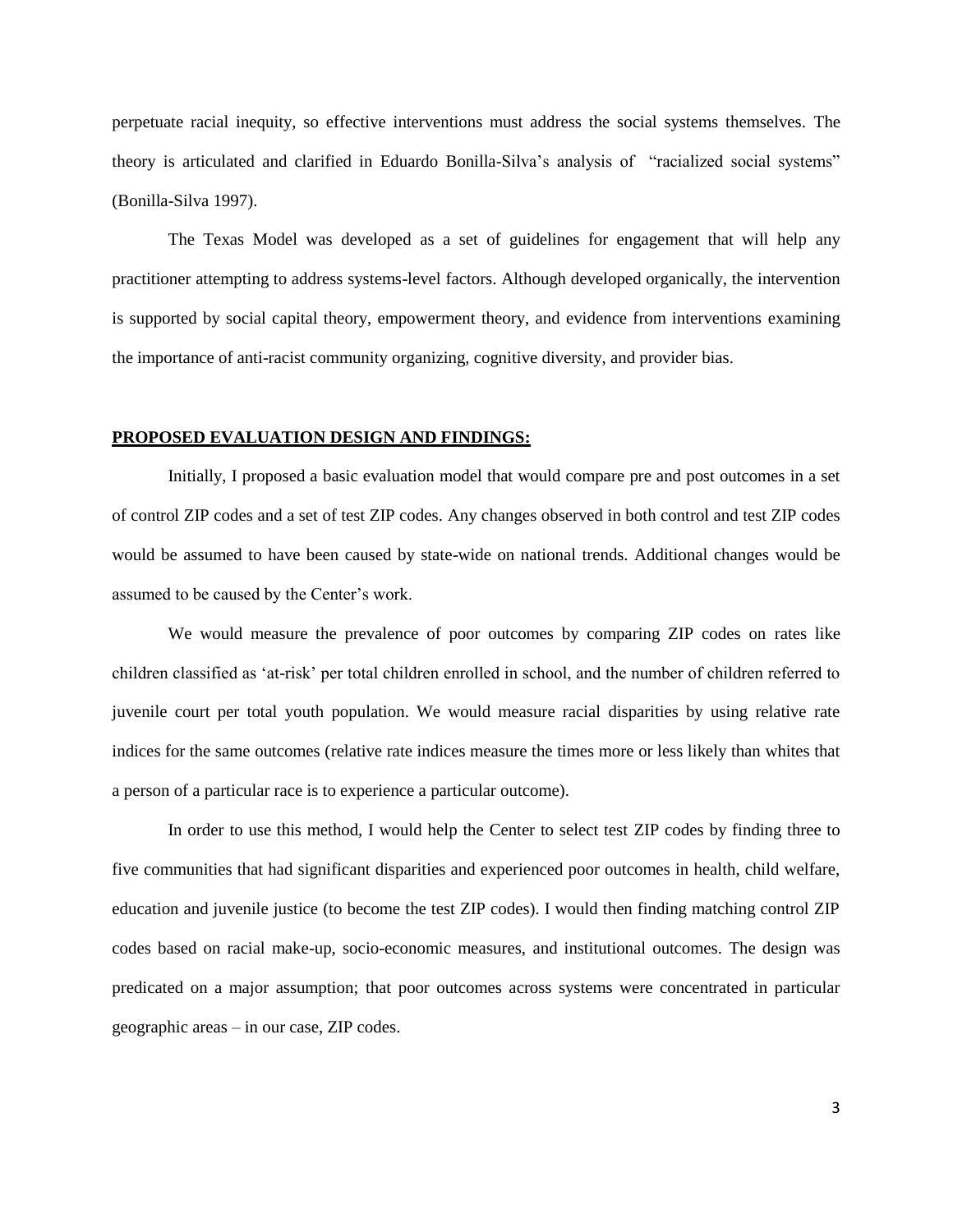perpetuate racial inequity, so effective interventions must address the social systems themselves. The theory is articulated and clarified in Eduardo Bonilla-Silva's analysis of "racialized social systems" (Bonilla-Silva 1997).

The Texas Model was developed as a set of guidelines for engagement that will help any practitioner attempting to address systems-level factors. Although developed organically, the intervention is supported by social capital theory, empowerment theory, and evidence from interventions examining the importance of anti-racist community organizing, cognitive diversity, and provider bias.

## PROPOSED EVALUATION DESIGN AND FINDINGS:

Initially, I proposed a basic evaluation model that would compare pre and post outcomes in a set of control ZIP codes and a set of test ZIP codes. Any changes observed in both control and test ZIP codes would be assumed to have been caused by state-wide on national trends. Additional changes would be assumed to be caused by the Center's work.

We would measure the prevalence of poor outcomes by comparing ZIP codes on rates like children classified as 'at-risk' per total children enrolled in school, and the number of children referred to juvenile court per total youth population. We would measure racial disparities by using relative rate indices for the same outcomes (relative rate indices measure the times more or less likely than whites that a person of a particular race is to experience a particular outcome).

In order to use this method, I would help the Center to select test ZIP codes by finding three to five communities that had significant disparities and experienced poor outcomes in health, child welfare, education and juvenile justice (to become the test ZIP codes). I would then finding matching control ZIP codes based on racial make-up, socio-economic measures, and institutional outcomes. The design was predicated on a major assumption; that poor outcomes across systems were concentrated in particular geographic areas – in our case, ZIP codes.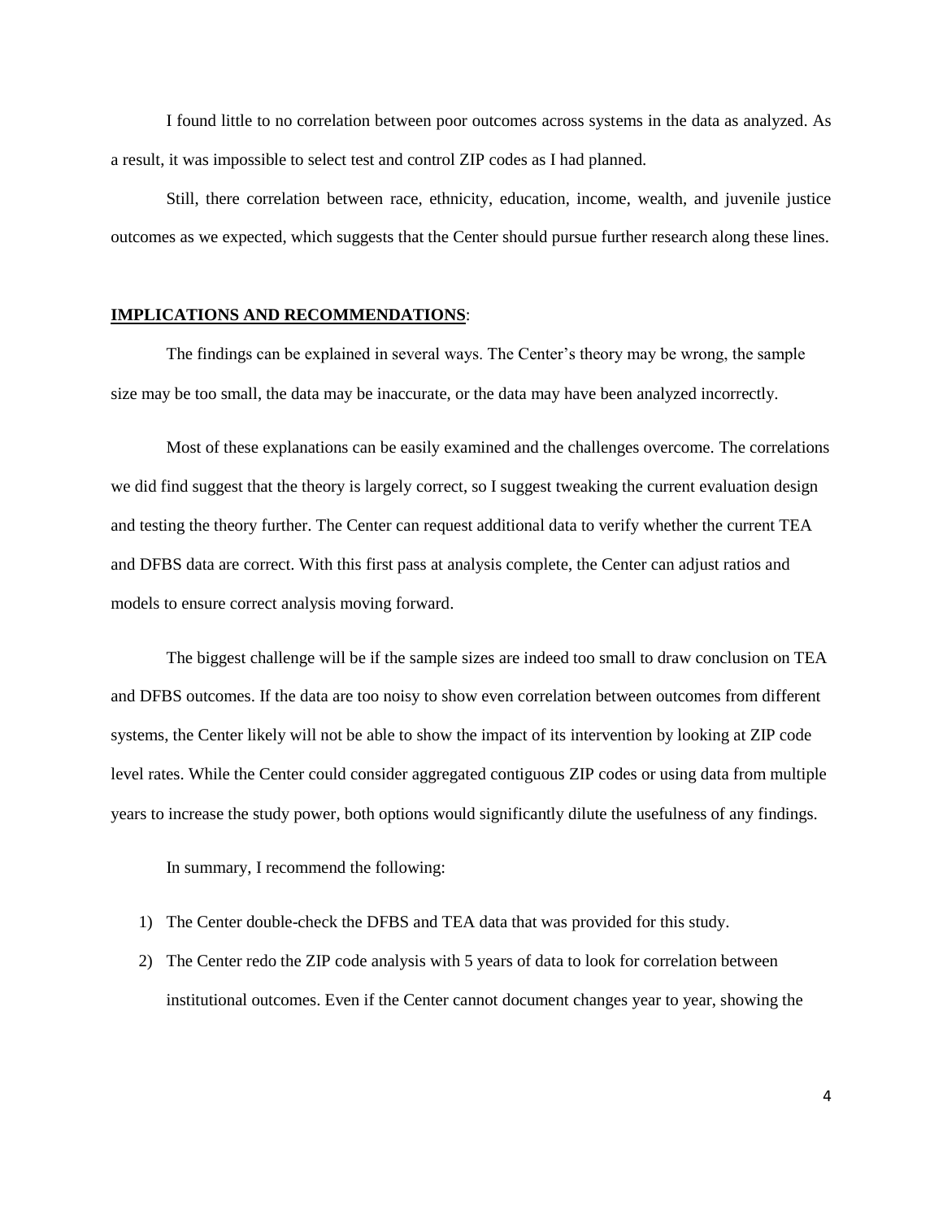I found little to no correlation between poor outcomes across systems in the data as analyzed. As a result, it was impossible to select test and control ZIP codes as I had planned.

Still, there correlation between race, ethnicity, education, income, wealth, and juvenile justice outcomes as we expected, which suggests that the Center should pursue further research along these lines.

**IMPLICATIONS AND RECOMMENDATIONS**:

The findings can be explained in several ways. The Center's theory may be wrong, the sample size may be too small, the data may be inaccurate, or the data may have been analyzed incorrectly.

Most of these explanations can be easily examined and the challenges overcome. The correlations we did find suggest that the theory is largely correct, so I suggest tweaking the current evaluation design and testing the theory further. The Center can request additional data to verify whether the current TEA and DFBS data are correct. With this first pass at analysis complete, the Center can adjust ratios and models to ensure correct analysis moving forward.

The biggest challenge will be if the sample sizes are indeed too small to draw conclusion on TEA and DFBS outcomes. If the data are too noisy to show even correlation between outcomes from different systems, the Center likely will not be able to show the impact of its intervention by looking at ZIP code level rates. While the Center could consider aggregated contiguous ZIP codes or using data from multiple years to increase the study power, both options would significantly dilute the usefulness of any findings.

In summary, I recommend the following:

1) The Center double-check the DFBS and TEA data that was provided for this study.
2) The Center redo the ZIP code analysis with 5 years of data to look for correlation between institutional outcomes. Even if the Center cannot document changes year to year, showing the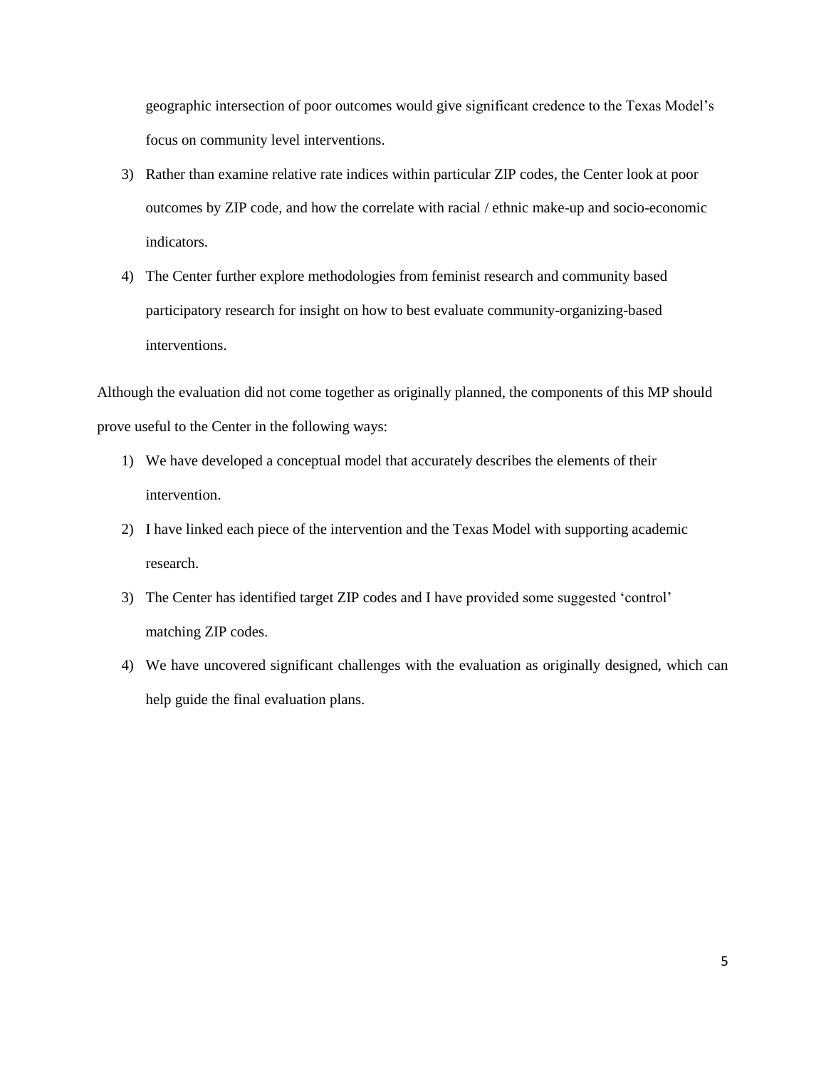geographic intersection of poor outcomes would give significant credence to the Texas Model's focus on community level interventions.

3) Rather than examine relative rate indices within particular ZIP codes, the Center look at poor outcomes by ZIP code, and how the correlate with racial / ethnic make-up and socio-economic indicators.
4) The Center further explore methodologies from feminist research and community based participatory research for insight on how to best evaluate community-organizing-based interventions.

Although the evaluation did not come together as originally planned, the components of this MP should prove useful to the Center in the following ways:

1) We have developed a conceptual model that accurately describes the elements of their intervention.
2) I have linked each piece of the intervention and the Texas Model with supporting academic research.
3) The Center has identified target ZIP codes and I have provided some suggested 'control' matching ZIP codes.
4) We have uncovered significant challenges with the evaluation as originally designed, which can help guide the final evaluation plans.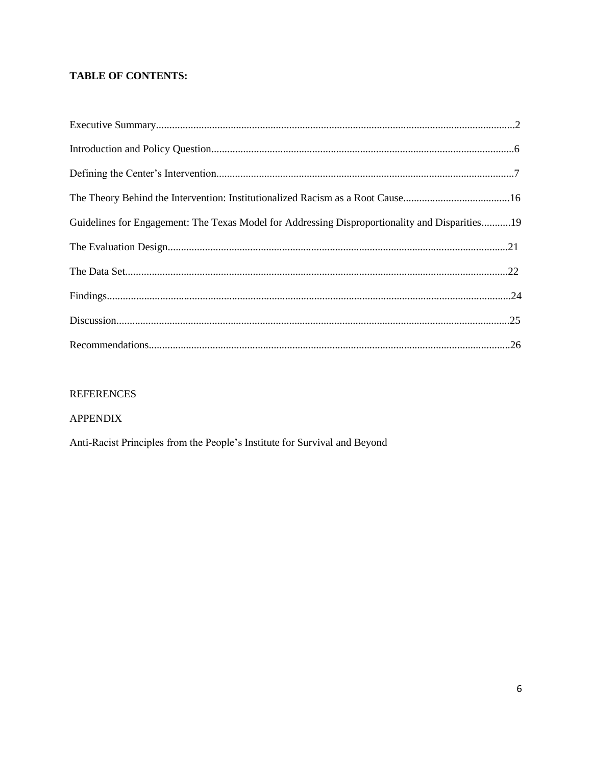**TABLE OF CONTENTS:**

Executive Summary.......................................................................................................................................2

Introduction and Policy Question.................................................................................................................6

Defining the Center's Intervention...............................................................................................................7

The Theory Behind the Intervention: Institutionalized Racism as a Root Cause........................................16

Guidelines for Engagement: The Texas Model for Addressing Disproportionality and Disparities...........19

The Evaluation Design................................................................................................................................21

The Data Set...............................................................................................................................................22

Findings.......................................................................................................................................................24

Discussion...................................................................................................................................................25

Recommendations.......................................................................................................................................26

REFERENCES

APPENDIX

Anti-Racist Principles from the People's Institute for Survival and Beyond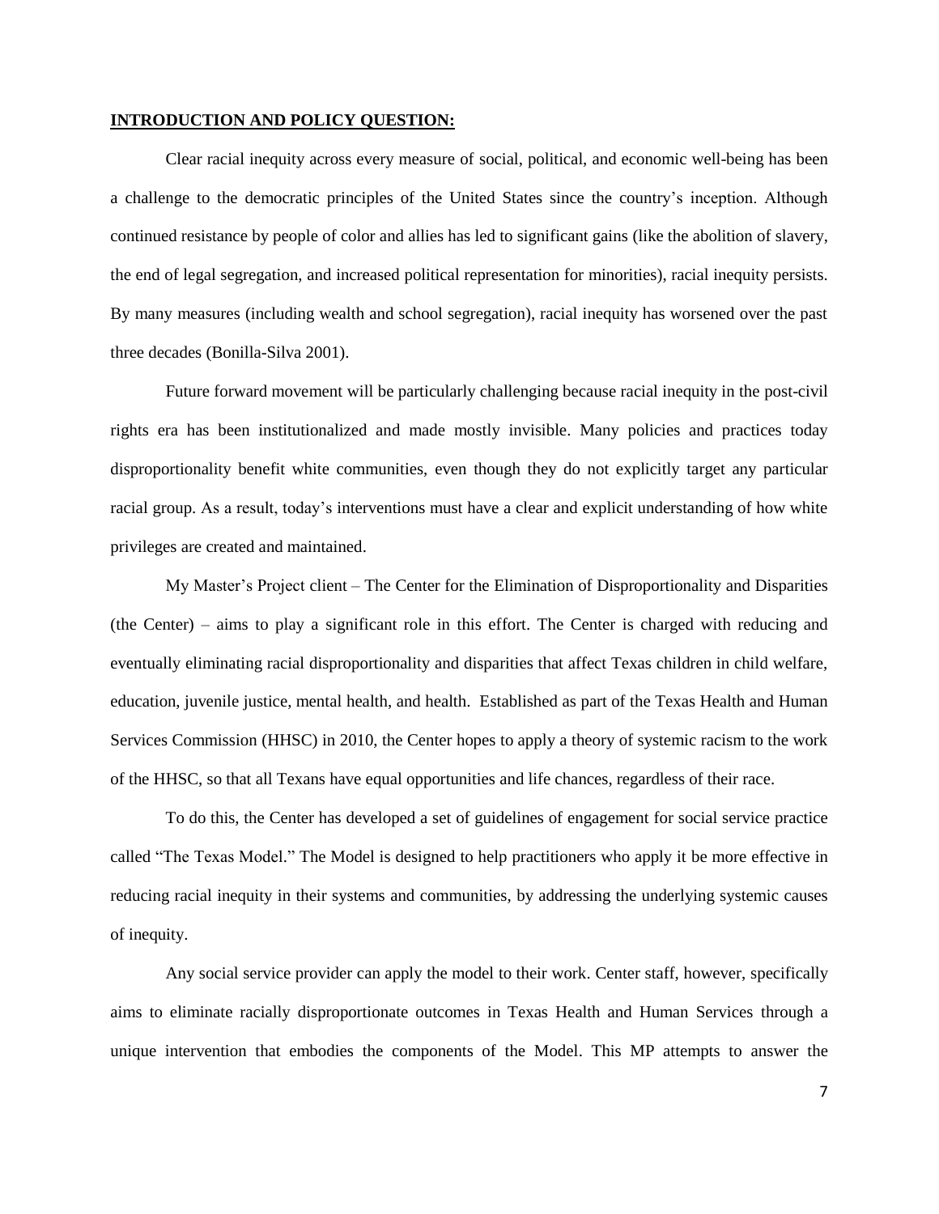**INTRODUCTION AND POLICY QUESTION:**

Clear racial inequity across every measure of social, political, and economic well-being has been a challenge to the democratic principles of the United States since the country's inception. Although continued resistance by people of color and allies has led to significant gains (like the abolition of slavery, the end of legal segregation, and increased political representation for minorities), racial inequity persists. By many measures (including wealth and school segregation), racial inequity has worsened over the past three decades (Bonilla-Silva 2001).

Future forward movement will be particularly challenging because racial inequity in the post-civil rights era has been institutionalized and made mostly invisible. Many policies and practices today disproportionality benefit white communities, even though they do not explicitly target any particular racial group. As a result, today's interventions must have a clear and explicit understanding of how white privileges are created and maintained.

My Master's Project client – The Center for the Elimination of Disproportionality and Disparities (the Center) – aims to play a significant role in this effort. The Center is charged with reducing and eventually eliminating racial disproportionality and disparities that affect Texas children in child welfare, education, juvenile justice, mental health, and health. Established as part of the Texas Health and Human Services Commission (HHSC) in 2010, the Center hopes to apply a theory of systemic racism to the work of the HHSC, so that all Texans have equal opportunities and life chances, regardless of their race.

To do this, the Center has developed a set of guidelines of engagement for social service practice called "The Texas Model." The Model is designed to help practitioners who apply it be more effective in reducing racial inequity in their systems and communities, by addressing the underlying systemic causes of inequity.

Any social service provider can apply the model to their work. Center staff, however, specifically aims to eliminate racially disproportionate outcomes in Texas Health and Human Services through a unique intervention that embodies the components of the Model. This MP attempts to answer the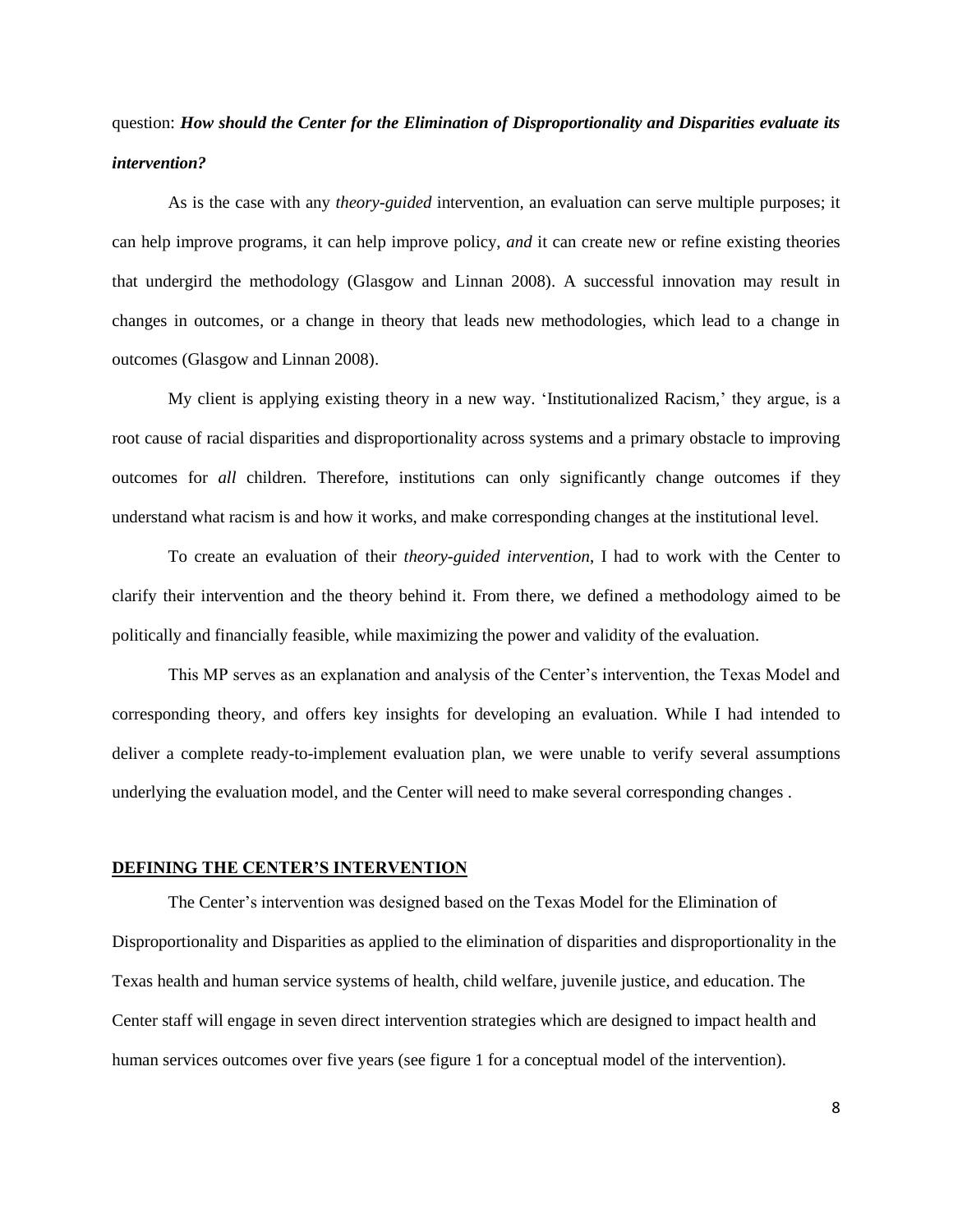question: ***How should the Center for the Elimination of Disproportionality and Disparities evaluate its intervention?***

As is the case with any *theory-guided* intervention, an evaluation can serve multiple purposes; it can help improve programs, it can help improve policy, *and* it can create new or refine existing theories that undergird the methodology (Glasgow and Linnan 2008). A successful innovation may result in changes in outcomes, or a change in theory that leads new methodologies, which lead to a change in outcomes (Glasgow and Linnan 2008).

My client is applying existing theory in a new way. 'Institutionalized Racism,' they argue, is a root cause of racial disparities and disproportionality across systems and a primary obstacle to improving outcomes for *all* children. Therefore, institutions can only significantly change outcomes if they understand what racism is and how it works, and make corresponding changes at the institutional level.

To create an evaluation of their *theory-guided intervention*, I had to work with the Center to clarify their intervention and the theory behind it. From there, we defined a methodology aimed to be politically and financially feasible, while maximizing the power and validity of the evaluation.

This MP serves as an explanation and analysis of the Center's intervention, the Texas Model and corresponding theory, and offers key insights for developing an evaluation. While I had intended to deliver a complete ready-to-implement evaluation plan, we were unable to verify several assumptions underlying the evaluation model, and the Center will need to make several corresponding changes .

## DEFINING THE CENTER'S INTERVENTION

The Center's intervention was designed based on the Texas Model for the Elimination of Disproportionality and Disparities as applied to the elimination of disparities and disproportionality in the Texas health and human service systems of health, child welfare, juvenile justice, and education. The Center staff will engage in seven direct intervention strategies which are designed to impact health and human services outcomes over five years (see figure 1 for a conceptual model of the intervention).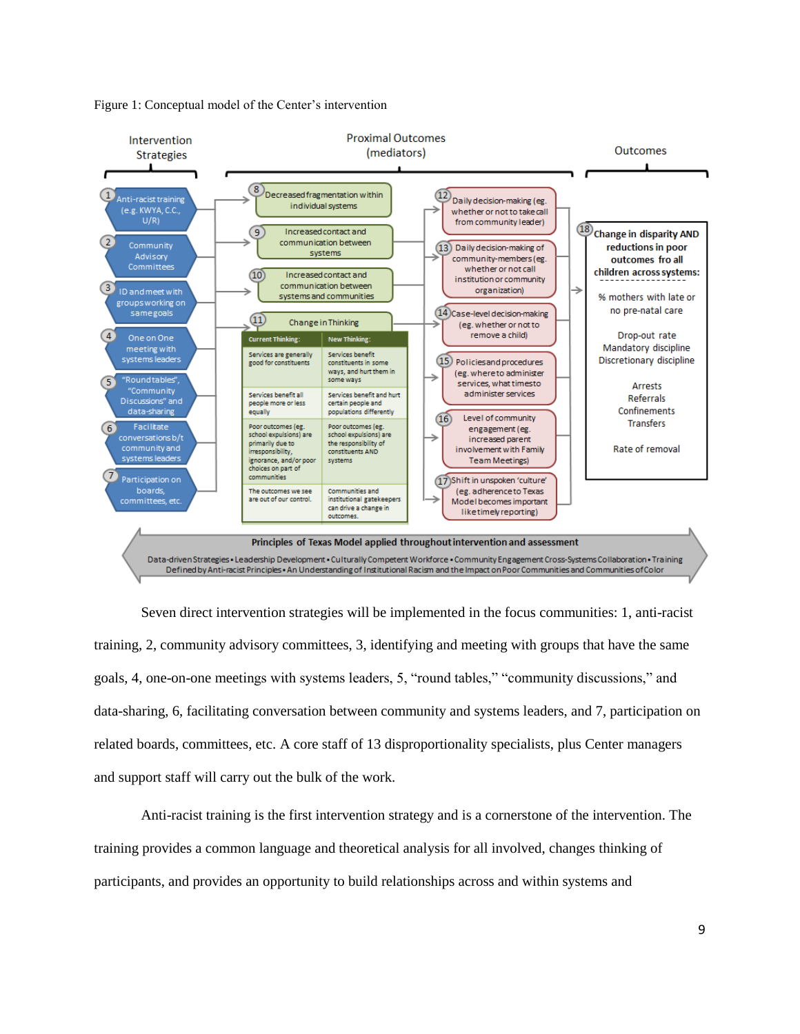Figure 1: Conceptual model of the Center's intervention

Intervention Strategies

1. Anti-racist training (e.g. KWYA, C.C., U/R)
2. Community Advisory Committees
3. ID and meet with groups working on same goals
4. One on One meeting with systems leaders
5. "Roundtables", "Community Discussions" and data-sharing
6. Facilitate conversations b/t community and systems leaders
7. Participation on boards, committees, etc.

Proximal Outcomes (mediators)

8. Decreased fragmentation within individual systems
9. Increased contact and communication between systems
10. Increased contact and communication between systems and communities
11. Change in Thinking

| Current Thinking: | New Thinking: |
|---|---|
| Services are generally good for constituents | Services benefit constituents in some ways, and hurt them in some ways |
| Services benefit all people more or less equally | Services benefit and hurt certain people and populations differently |
| Poor outcomes (eg. school expulsions) are primarily due to irresponsibility, ignorance, and/or poor choices on part of communities | Poor outcomes (eg. school expulsions) are the responsibility of constituents AND systems |
| The outcomes we see are out of our control. | Communities and institutional gatekeepers can drive a change in outcomes. |

12. Daily decision-making (eg. whether or not to take call from community leader)
13. Daily decision-making of community-members (eg. whether or not call institution or community organization)
14. Case-level decision-making (eg. whether or not to remove a child)
15. Policies and procedures (eg. where to administer services, what times to administer services
16. Level of community engagement (eg. increased parent involvement with Family Team Meetings)
17. Shift in unspoken 'culture' (eg. adherence to Texas Model becomes important like timely reporting)

Outcomes

18. Change in disparity AND reductions in poor outcomes fro all children across systems:
    - % mothers with late or no pre-natal care
    - Drop-out rate
    - Mandatory discipline
    - Discretionary discipline
    - Arrests
    - Referrals
    - Confinements
    - Transfers
    - Rate of removal

Principles of Texas Model applied throughout intervention and assessment

Data-driven Strategies • Leadership Development • Culturally Competent Workforce • Community Engagement Cross-Systems Collaboration • Training Defined by Anti-racist Principles • An Understanding of Institutional Racism and the Impact on Poor Communities and Communities of Color

Seven direct intervention strategies will be implemented in the focus communities: 1, anti-racist training, 2, community advisory committees, 3, identifying and meeting with groups that have the same goals, 4, one-on-one meetings with systems leaders, 5, "round tables," "community discussions," and data-sharing, 6, facilitating conversation between community and systems leaders, and 7, participation on related boards, committees, etc. A core staff of 13 disproportionality specialists, plus Center managers and support staff will carry out the bulk of the work.

Anti-racist training is the first intervention strategy and is a cornerstone of the intervention. The training provides a common language and theoretical analysis for all involved, changes thinking of participants, and provides an opportunity to build relationships across and within systems and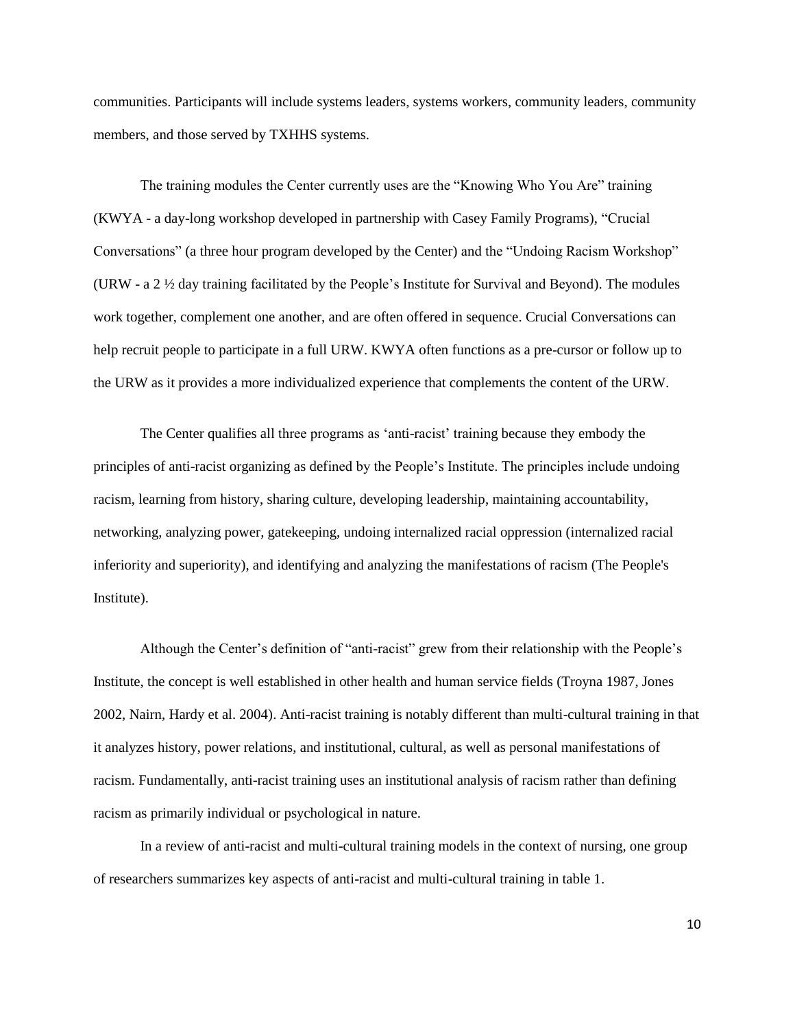communities. Participants will include systems leaders, systems workers, community leaders, community members, and those served by TXHHS systems.

The training modules the Center currently uses are the "Knowing Who You Are" training (KWYA - a day-long workshop developed in partnership with Casey Family Programs), "Crucial Conversations" (a three hour program developed by the Center) and the "Undoing Racism Workshop" (URW - a 2 ½ day training facilitated by the People's Institute for Survival and Beyond). The modules work together, complement one another, and are often offered in sequence. Crucial Conversations can help recruit people to participate in a full URW. KWYA often functions as a pre-cursor or follow up to the URW as it provides a more individualized experience that complements the content of the URW.

The Center qualifies all three programs as 'anti-racist' training because they embody the principles of anti-racist organizing as defined by the People's Institute. The principles include undoing racism, learning from history, sharing culture, developing leadership, maintaining accountability, networking, analyzing power, gatekeeping, undoing internalized racial oppression (internalized racial inferiority and superiority), and identifying and analyzing the manifestations of racism (The People's Institute).

Although the Center's definition of "anti-racist" grew from their relationship with the People's Institute, the concept is well established in other health and human service fields (Troyna 1987, Jones 2002, Nairn, Hardy et al. 2004). Anti-racist training is notably different than multi-cultural training in that it analyzes history, power relations, and institutional, cultural, as well as personal manifestations of racism. Fundamentally, anti-racist training uses an institutional analysis of racism rather than defining racism as primarily individual or psychological in nature.

In a review of anti-racist and multi-cultural training models in the context of nursing, one group of researchers summarizes key aspects of anti-racist and multi-cultural training in table 1.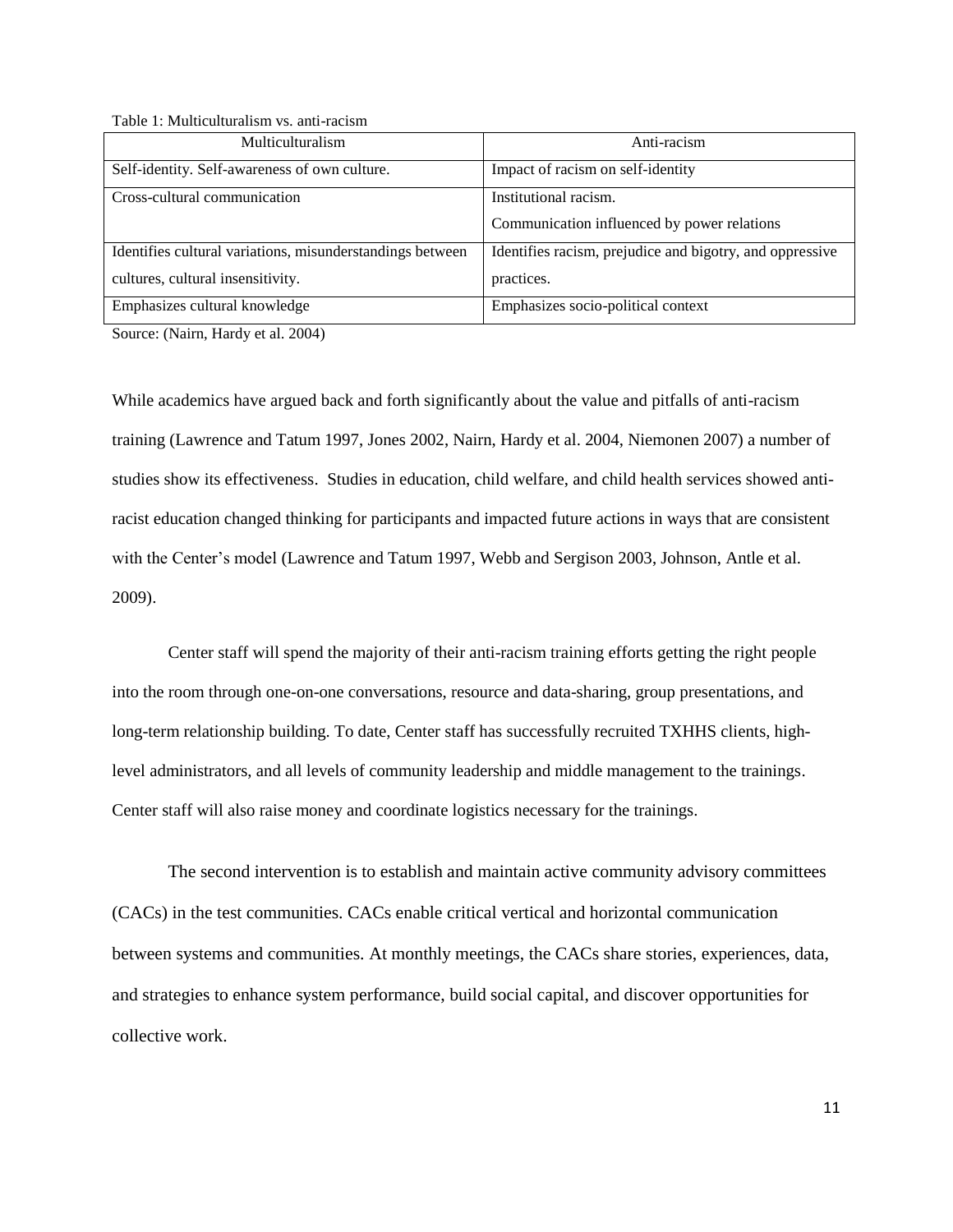Table 1: Multiculturalism vs. anti-racism

| Multiculturalism | Anti-racism |
|---|---|
| Self-identity. Self-awareness of own culture. | Impact of racism on self-identity |
| Cross-cultural communication | Institutional racism. Communication influenced by power relations |
| Identifies cultural variations, misunderstandings between cultures, cultural insensitivity. | Identifies racism, prejudice and bigotry, and oppressive practices. |
| Emphasizes cultural knowledge | Emphasizes socio-political context |

Source: (Nairn, Hardy et al. 2004)

While academics have argued back and forth significantly about the value and pitfalls of anti-racism training (Lawrence and Tatum 1997, Jones 2002, Nairn, Hardy et al. 2004, Niemonen 2007) a number of studies show its effectiveness. Studies in education, child welfare, and child health services showed anti-racist education changed thinking for participants and impacted future actions in ways that are consistent with the Center's model (Lawrence and Tatum 1997, Webb and Sergison 2003, Johnson, Antle et al. 2009).

Center staff will spend the majority of their anti-racism training efforts getting the right people into the room through one-on-one conversations, resource and data-sharing, group presentations, and long-term relationship building. To date, Center staff has successfully recruited TXHHS clients, high-level administrators, and all levels of community leadership and middle management to the trainings. Center staff will also raise money and coordinate logistics necessary for the trainings.

The second intervention is to establish and maintain active community advisory committees (CACs) in the test communities. CACs enable critical vertical and horizontal communication between systems and communities. At monthly meetings, the CACs share stories, experiences, data, and strategies to enhance system performance, build social capital, and discover opportunities for collective work.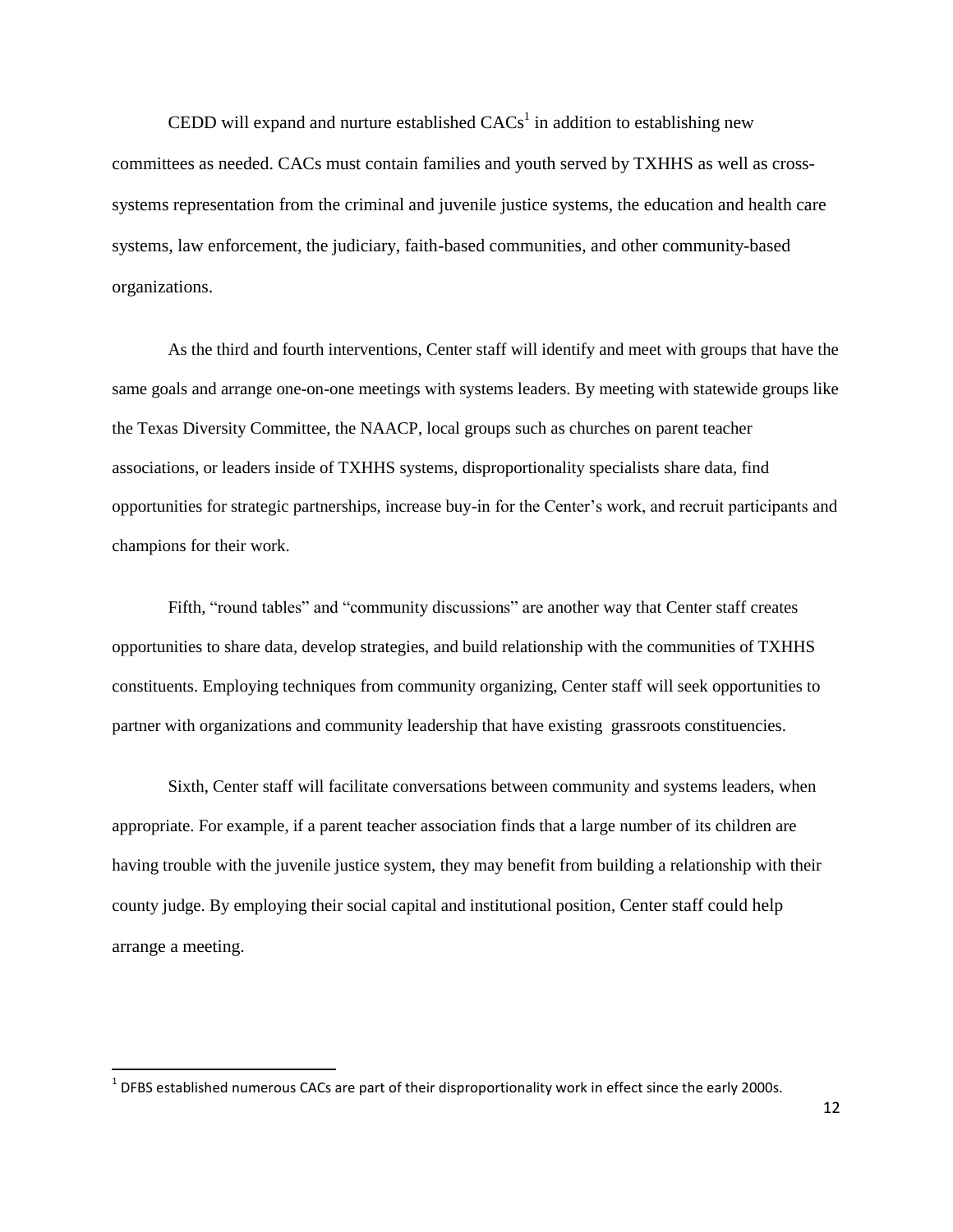CEDD will expand and nurture established CACs[1] in addition to establishing new committees as needed. CACs must contain families and youth served by TXHHS as well as cross-systems representation from the criminal and juvenile justice systems, the education and health care systems, law enforcement, the judiciary, faith-based communities, and other community-based organizations.

As the third and fourth interventions, Center staff will identify and meet with groups that have the same goals and arrange one-on-one meetings with systems leaders. By meeting with statewide groups like the Texas Diversity Committee, the NAACP, local groups such as churches on parent teacher associations, or leaders inside of TXHHS systems, disproportionality specialists share data, find opportunities for strategic partnerships, increase buy-in for the Center's work, and recruit participants and champions for their work.

Fifth, "round tables" and "community discussions" are another way that Center staff creates opportunities to share data, develop strategies, and build relationship with the communities of TXHHS constituents. Employing techniques from community organizing, Center staff will seek opportunities to partner with organizations and community leadership that have existing grassroots constituencies.

Sixth, Center staff will facilitate conversations between community and systems leaders, when appropriate. For example, if a parent teacher association finds that a large number of its children are having trouble with the juvenile justice system, they may benefit from building a relationship with their county judge. By employing their social capital and institutional position, Center staff could help arrange a meeting.

---

[1] DFBS established numerous CACs are part of their disproportionality work in effect since the early 2000s.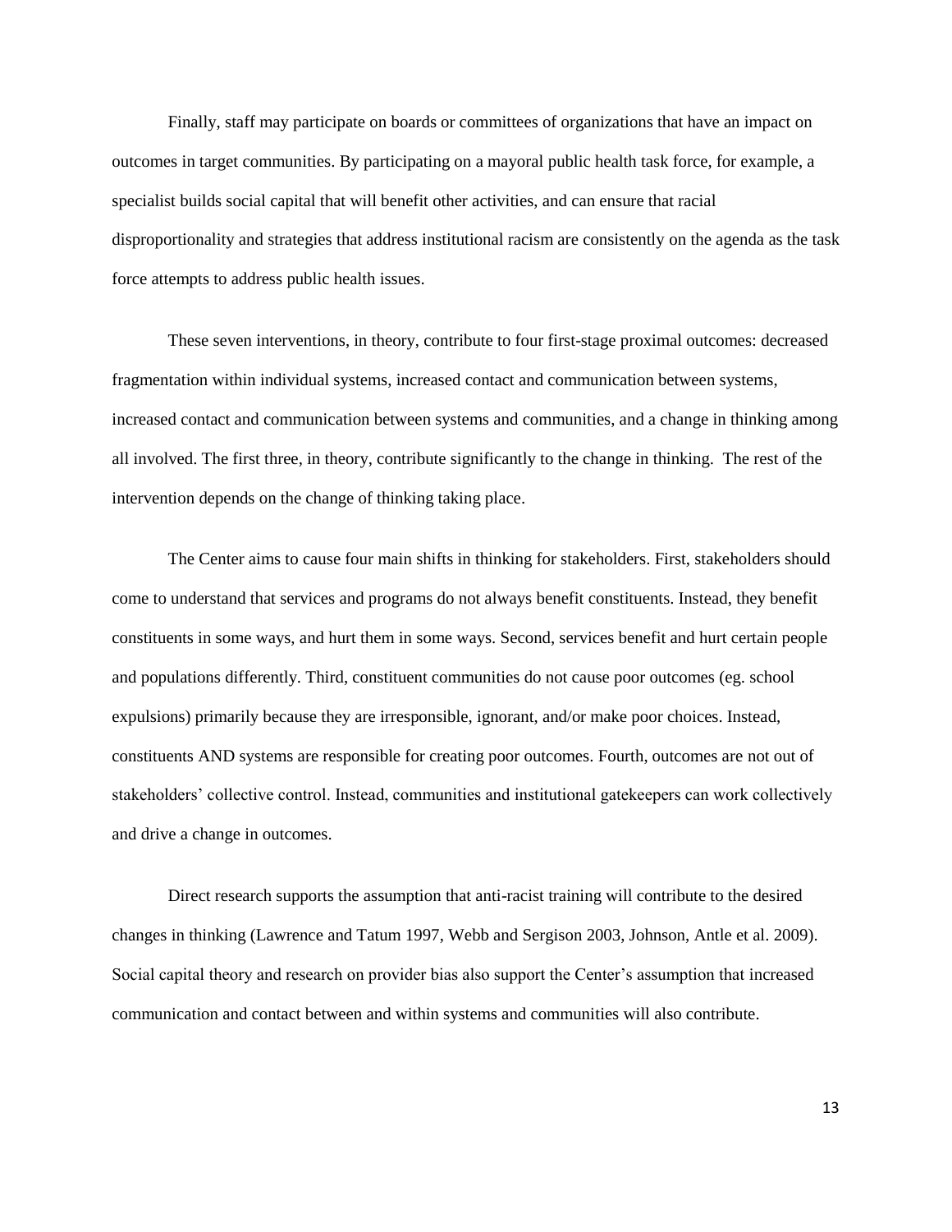Finally, staff may participate on boards or committees of organizations that have an impact on outcomes in target communities. By participating on a mayoral public health task force, for example, a specialist builds social capital that will benefit other activities, and can ensure that racial disproportionality and strategies that address institutional racism are consistently on the agenda as the task force attempts to address public health issues.

These seven interventions, in theory, contribute to four first-stage proximal outcomes: decreased fragmentation within individual systems, increased contact and communication between systems, increased contact and communication between systems and communities, and a change in thinking among all involved. The first three, in theory, contribute significantly to the change in thinking. The rest of the intervention depends on the change of thinking taking place.

The Center aims to cause four main shifts in thinking for stakeholders. First, stakeholders should come to understand that services and programs do not always benefit constituents. Instead, they benefit constituents in some ways, and hurt them in some ways. Second, services benefit and hurt certain people and populations differently. Third, constituent communities do not cause poor outcomes (eg. school expulsions) primarily because they are irresponsible, ignorant, and/or make poor choices. Instead, constituents AND systems are responsible for creating poor outcomes. Fourth, outcomes are not out of stakeholders' collective control. Instead, communities and institutional gatekeepers can work collectively and drive a change in outcomes.

Direct research supports the assumption that anti-racist training will contribute to the desired changes in thinking (Lawrence and Tatum 1997, Webb and Sergison 2003, Johnson, Antle et al. 2009). Social capital theory and research on provider bias also support the Center's assumption that increased communication and contact between and within systems and communities will also contribute.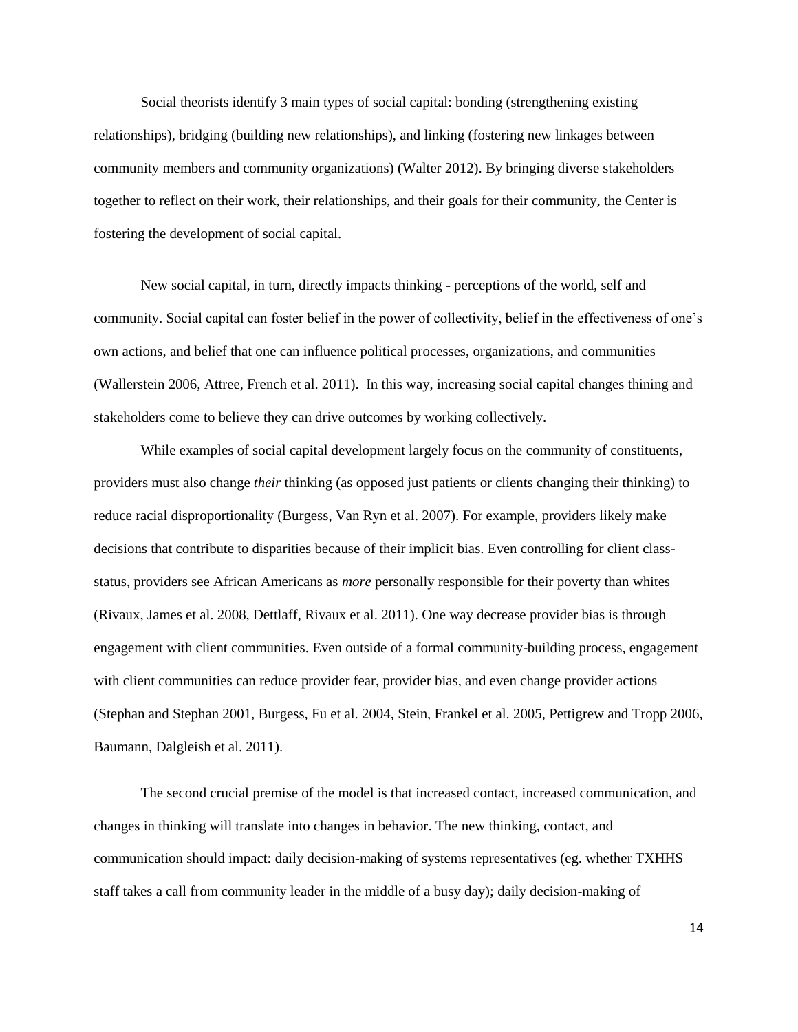Social theorists identify 3 main types of social capital: bonding (strengthening existing relationships), bridging (building new relationships), and linking (fostering new linkages between community members and community organizations) (Walter 2012). By bringing diverse stakeholders together to reflect on their work, their relationships, and their goals for their community, the Center is fostering the development of social capital.

New social capital, in turn, directly impacts thinking - perceptions of the world, self and community. Social capital can foster belief in the power of collectivity, belief in the effectiveness of one's own actions, and belief that one can influence political processes, organizations, and communities (Wallerstein 2006, Attree, French et al. 2011). In this way, increasing social capital changes thining and stakeholders come to believe they can drive outcomes by working collectively.

While examples of social capital development largely focus on the community of constituents, providers must also change *their* thinking (as opposed just patients or clients changing their thinking) to reduce racial disproportionality (Burgess, Van Ryn et al. 2007). For example, providers likely make decisions that contribute to disparities because of their implicit bias. Even controlling for client class-status, providers see African Americans as *more* personally responsible for their poverty than whites (Rivaux, James et al. 2008, Dettlaff, Rivaux et al. 2011). One way decrease provider bias is through engagement with client communities. Even outside of a formal community-building process, engagement with client communities can reduce provider fear, provider bias, and even change provider actions (Stephan and Stephan 2001, Burgess, Fu et al. 2004, Stein, Frankel et al. 2005, Pettigrew and Tropp 2006, Baumann, Dalgleish et al. 2011).

The second crucial premise of the model is that increased contact, increased communication, and changes in thinking will translate into changes in behavior. The new thinking, contact, and communication should impact: daily decision-making of systems representatives (eg. whether TXHHS staff takes a call from community leader in the middle of a busy day); daily decision-making of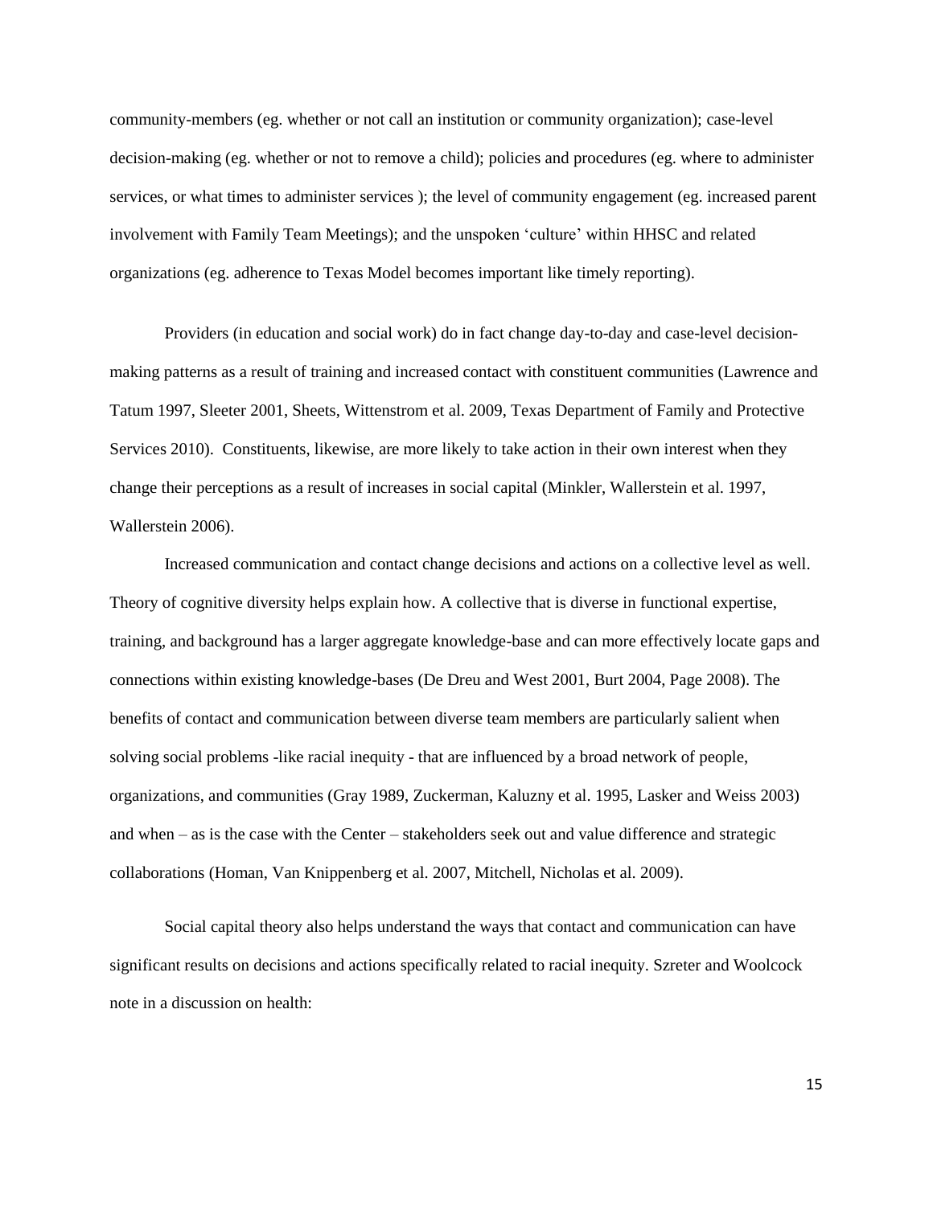community-members (eg. whether or not call an institution or community organization); case-level decision-making (eg. whether or not to remove a child); policies and procedures (eg. where to administer services, or what times to administer services ); the level of community engagement (eg. increased parent involvement with Family Team Meetings); and the unspoken 'culture' within HHSC and related organizations (eg. adherence to Texas Model becomes important like timely reporting).

Providers (in education and social work) do in fact change day-to-day and case-level decision-making patterns as a result of training and increased contact with constituent communities (Lawrence and Tatum 1997, Sleeter 2001, Sheets, Wittenstrom et al. 2009, Texas Department of Family and Protective Services 2010). Constituents, likewise, are more likely to take action in their own interest when they change their perceptions as a result of increases in social capital (Minkler, Wallerstein et al. 1997, Wallerstein 2006).

Increased communication and contact change decisions and actions on a collective level as well. Theory of cognitive diversity helps explain how. A collective that is diverse in functional expertise, training, and background has a larger aggregate knowledge-base and can more effectively locate gaps and connections within existing knowledge-bases (De Dreu and West 2001, Burt 2004, Page 2008). The benefits of contact and communication between diverse team members are particularly salient when solving social problems -like racial inequity - that are influenced by a broad network of people, organizations, and communities (Gray 1989, Zuckerman, Kaluzny et al. 1995, Lasker and Weiss 2003) and when – as is the case with the Center – stakeholders seek out and value difference and strategic collaborations (Homan, Van Knippenberg et al. 2007, Mitchell, Nicholas et al. 2009).

Social capital theory also helps understand the ways that contact and communication can have significant results on decisions and actions specifically related to racial inequity. Szreter and Woolcock note in a discussion on health: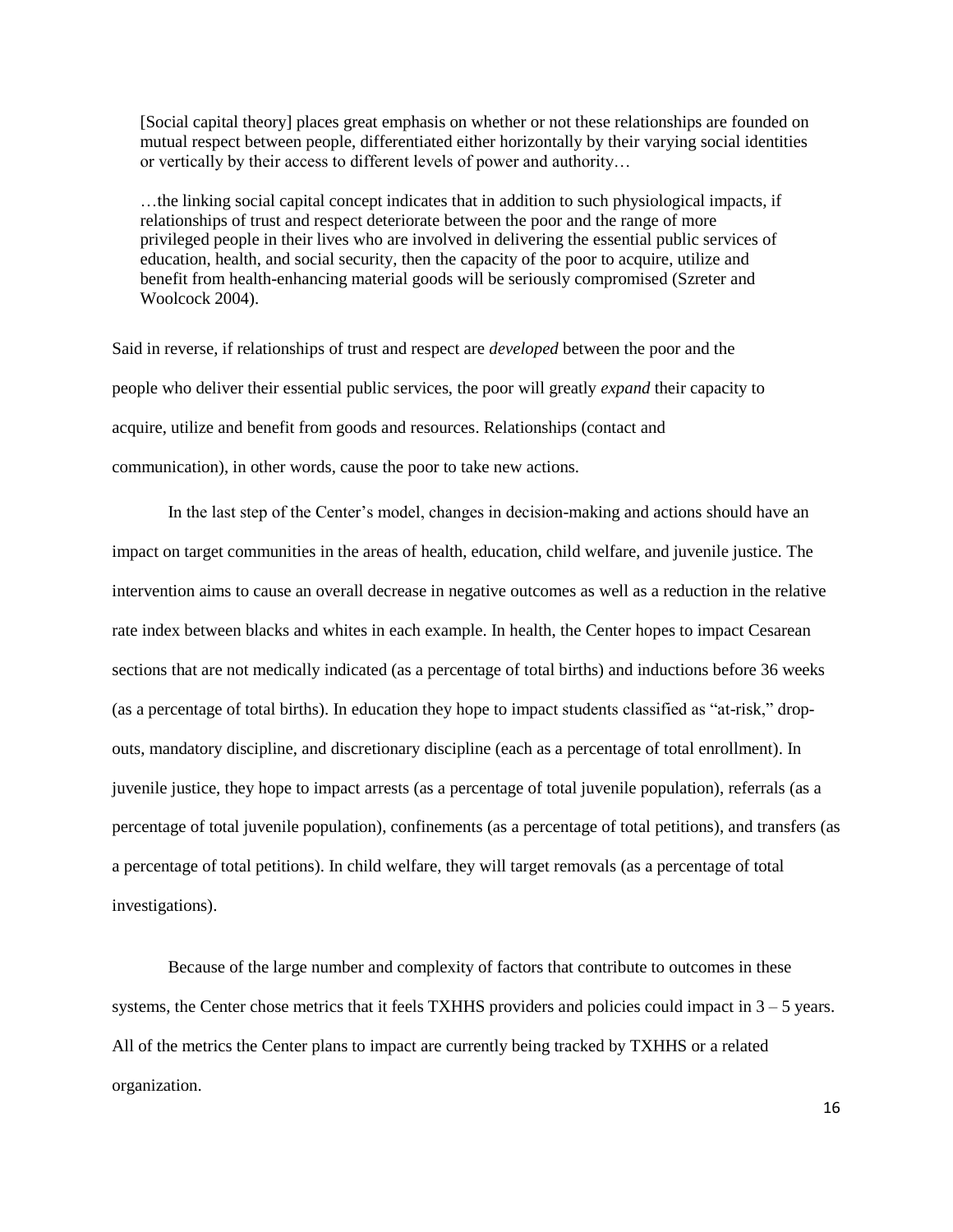> [Social capital theory] places great emphasis on whether or not these relationships are founded on mutual respect between people, differentiated either horizontally by their varying social identities or vertically by their access to different levels of power and authority…
>
> …the linking social capital concept indicates that in addition to such physiological impacts, if relationships of trust and respect deteriorate between the poor and the range of more privileged people in their lives who are involved in delivering the essential public services of education, health, and social security, then the capacity of the poor to acquire, utilize and benefit from health-enhancing material goods will be seriously compromised (Szreter and Woolcock 2004).

Said in reverse, if relationships of trust and respect are *developed* between the poor and the people who deliver their essential public services, the poor will greatly *expand* their capacity to acquire, utilize and benefit from goods and resources. Relationships (contact and communication), in other words, cause the poor to take new actions.

In the last step of the Center's model, changes in decision-making and actions should have an impact on target communities in the areas of health, education, child welfare, and juvenile justice. The intervention aims to cause an overall decrease in negative outcomes as well as a reduction in the relative rate index between blacks and whites in each example. In health, the Center hopes to impact Cesarean sections that are not medically indicated (as a percentage of total births) and inductions before 36 weeks (as a percentage of total births). In education they hope to impact students classified as "at-risk," drop-outs, mandatory discipline, and discretionary discipline (each as a percentage of total enrollment). In juvenile justice, they hope to impact arrests (as a percentage of total juvenile population), referrals (as a percentage of total juvenile population), confinements (as a percentage of total petitions), and transfers (as a percentage of total petitions). In child welfare, they will target removals (as a percentage of total investigations).

Because of the large number and complexity of factors that contribute to outcomes in these systems, the Center chose metrics that it feels TXHHS providers and policies could impact in 3 – 5 years. All of the metrics the Center plans to impact are currently being tracked by TXHHS or a related organization.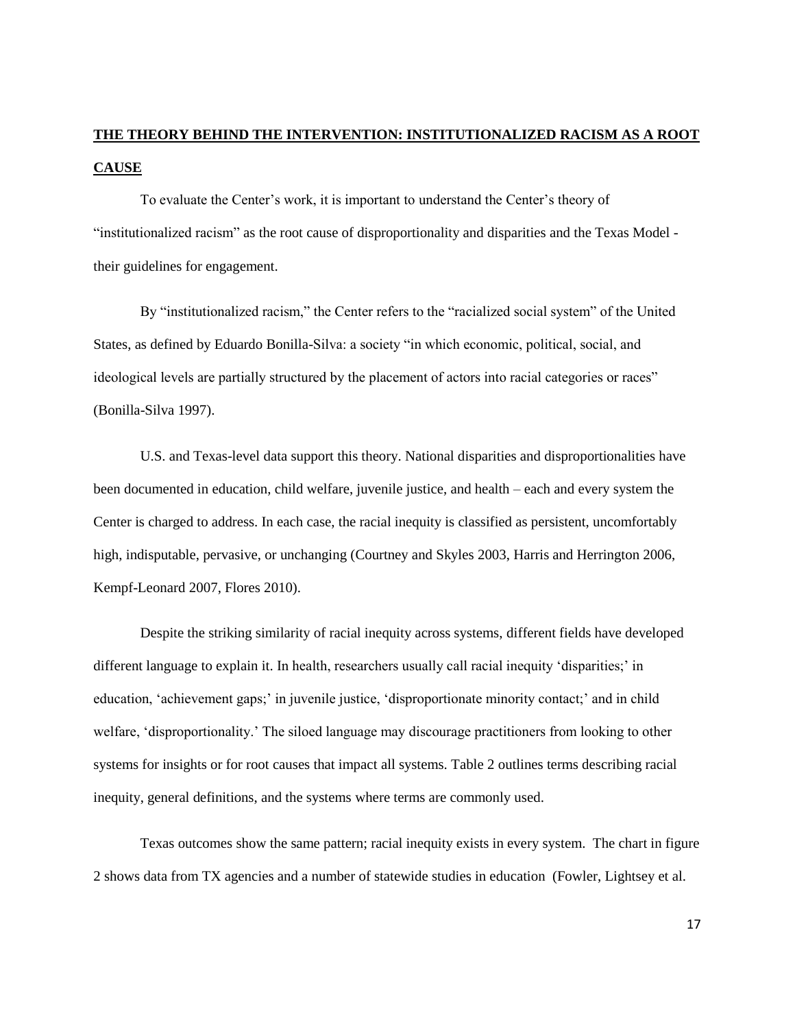## THE THEORY BEHIND THE INTERVENTION: INSTITUTIONALIZED RACISM AS A ROOT CAUSE

To evaluate the Center's work, it is important to understand the Center's theory of "institutionalized racism" as the root cause of disproportionality and disparities and the Texas Model - their guidelines for engagement.

By "institutionalized racism," the Center refers to the "racialized social system" of the United States, as defined by Eduardo Bonilla-Silva: a society "in which economic, political, social, and ideological levels are partially structured by the placement of actors into racial categories or races" (Bonilla-Silva 1997).

U.S. and Texas-level data support this theory. National disparities and disproportionalities have been documented in education, child welfare, juvenile justice, and health – each and every system the Center is charged to address. In each case, the racial inequity is classified as persistent, uncomfortably high, indisputable, pervasive, or unchanging (Courtney and Skyles 2003, Harris and Herrington 2006, Kempf-Leonard 2007, Flores 2010).

Despite the striking similarity of racial inequity across systems, different fields have developed different language to explain it. In health, researchers usually call racial inequity 'disparities;' in education, 'achievement gaps;' in juvenile justice, 'disproportionate minority contact;' and in child welfare, 'disproportionality.' The siloed language may discourage practitioners from looking to other systems for insights or for root causes that impact all systems. Table 2 outlines terms describing racial inequity, general definitions, and the systems where terms are commonly used.

Texas outcomes show the same pattern; racial inequity exists in every system. The chart in figure 2 shows data from TX agencies and a number of statewide studies in education (Fowler, Lightsey et al.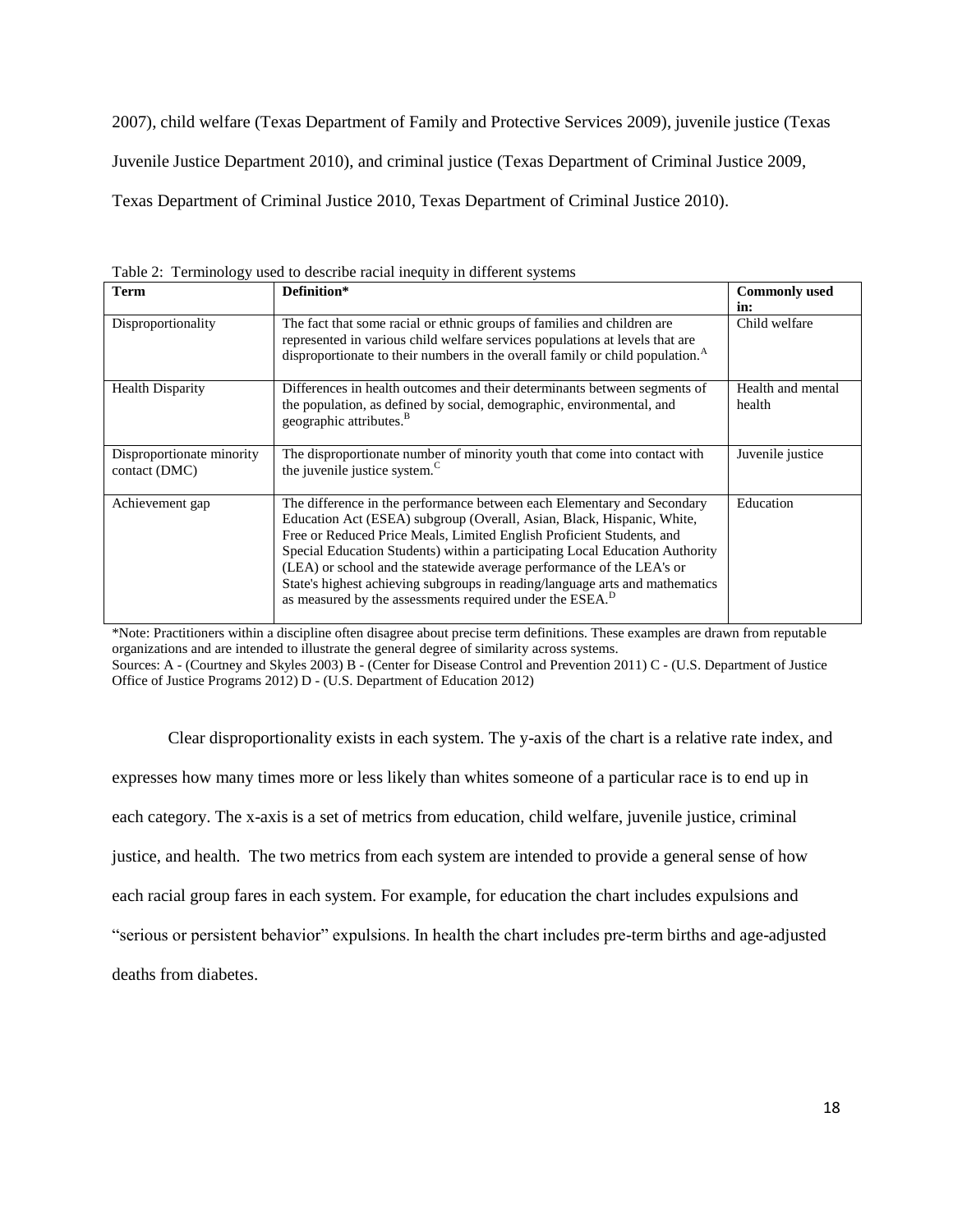2007), child welfare (Texas Department of Family and Protective Services 2009), juvenile justice (Texas Juvenile Justice Department 2010), and criminal justice (Texas Department of Criminal Justice 2009, Texas Department of Criminal Justice 2010, Texas Department of Criminal Justice 2010).

Table 2: Terminology used to describe racial inequity in different systems

| Term | Definition* | Commonly used in: |
|---|---|---|
| Disproportionality | The fact that some racial or ethnic groups of families and children are represented in various child welfare services populations at levels that are disproportionate to their numbers in the overall family or child population.[A] | Child welfare |
| Health Disparity | Differences in health outcomes and their determinants between segments of the population, as defined by social, demographic, environmental, and geographic attributes.[B] | Health and mental health |
| Disproportionate minority contact (DMC) | The disproportionate number of minority youth that come into contact with the juvenile justice system.[C] | Juvenile justice |
| Achievement gap | The difference in the performance between each Elementary and Secondary Education Act (ESEA) subgroup (Overall, Asian, Black, Hispanic, White, Free or Reduced Price Meals, Limited English Proficient Students, and Special Education Students) within a participating Local Education Authority (LEA) or school and the statewide average performance of the LEA's or State's highest achieving subgroups in reading/language arts and mathematics as measured by the assessments required under the ESEA.[D] | Education |

*Note: Practitioners within a discipline often disagree about precise term definitions. These examples are drawn from reputable organizations and are intended to illustrate the general degree of similarity across systems.
Sources: A - (Courtney and Skyles 2003) B - (Center for Disease Control and Prevention 2011) C - (U.S. Department of Justice Office of Justice Programs 2012) D - (U.S. Department of Education 2012)

Clear disproportionality exists in each system. The y-axis of the chart is a relative rate index, and expresses how many times more or less likely than whites someone of a particular race is to end up in each category. The x-axis is a set of metrics from education, child welfare, juvenile justice, criminal justice, and health. The two metrics from each system are intended to provide a general sense of how each racial group fares in each system. For example, for education the chart includes expulsions and "serious or persistent behavior" expulsions. In health the chart includes pre-term births and age-adjusted deaths from diabetes.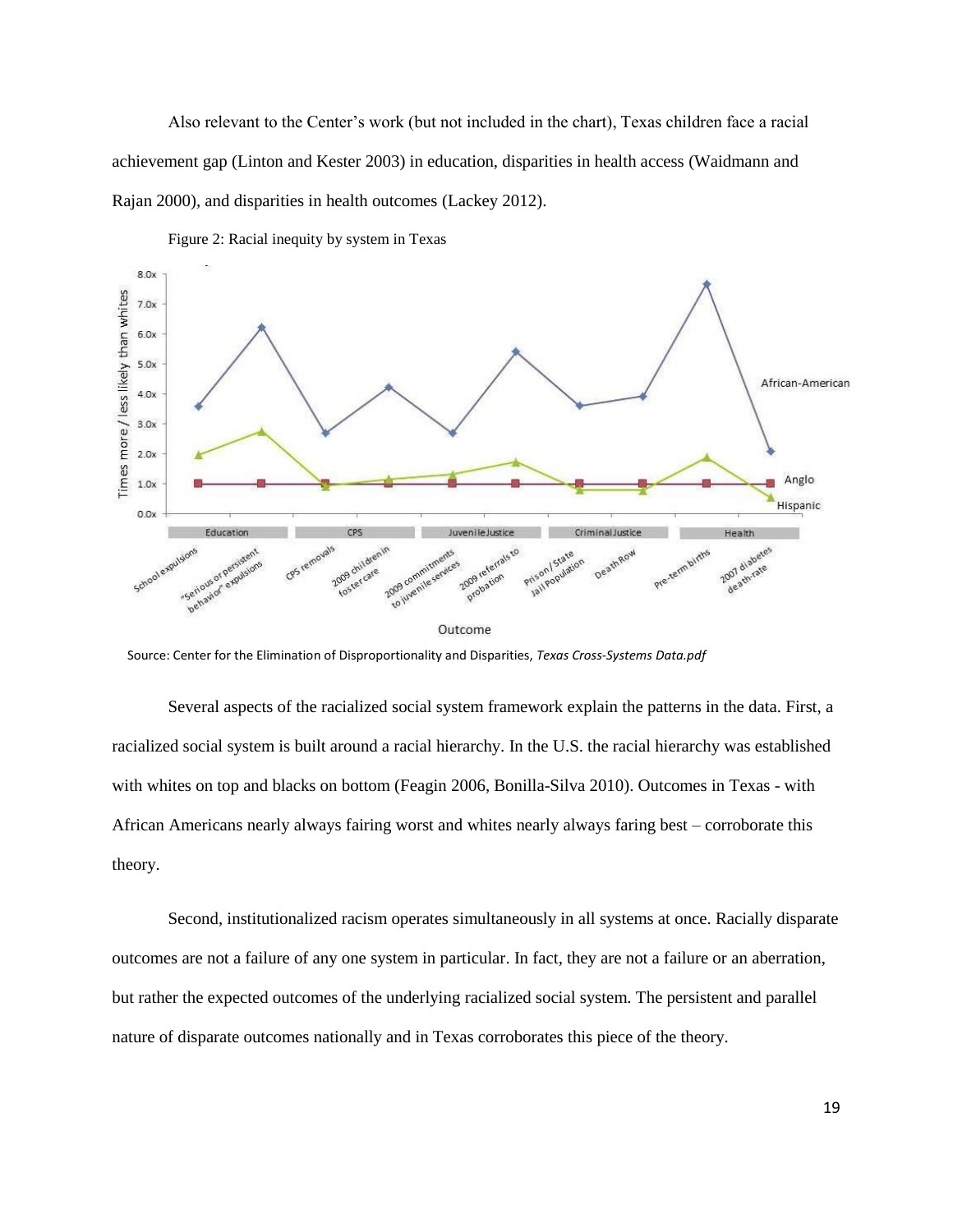Also relevant to the Center's work (but not included in the chart), Texas children face a racial achievement gap (Linton and Kester 2003) in education, disparities in health access (Waidmann and Rajan 2000), and disparities in health outcomes (Lackey 2012).

Figure 2: Racial inequity by system in Texas

Source: Center for the Elimination of Disproportionality and Disparities, *Texas Cross-Systems Data.pdf*

Several aspects of the racialized social system framework explain the patterns in the data. First, a racialized social system is built around a racial hierarchy. In the U.S. the racial hierarchy was established with whites on top and blacks on bottom (Feagin 2006, Bonilla-Silva 2010). Outcomes in Texas - with African Americans nearly always fairing worst and whites nearly always faring best – corroborate this theory.

Second, institutionalized racism operates simultaneously in all systems at once. Racially disparate outcomes are not a failure of any one system in particular. In fact, they are not a failure or an aberration, but rather the expected outcomes of the underlying racialized social system. The persistent and parallel nature of disparate outcomes nationally and in Texas corroborates this piece of the theory.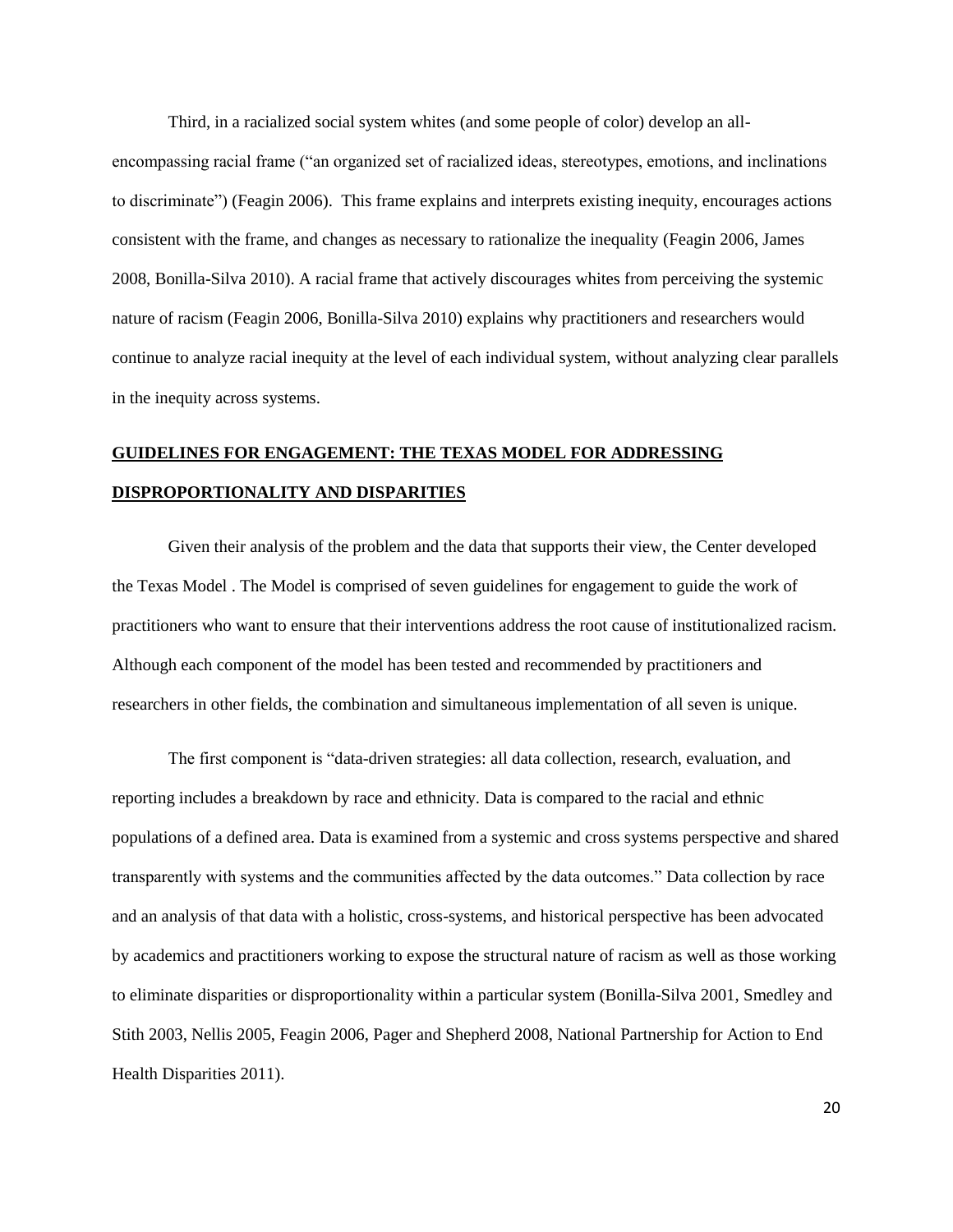Third, in a racialized social system whites (and some people of color) develop an all-encompassing racial frame ("an organized set of racialized ideas, stereotypes, emotions, and inclinations to discriminate") (Feagin 2006). This frame explains and interprets existing inequity, encourages actions consistent with the frame, and changes as necessary to rationalize the inequality (Feagin 2006, James 2008, Bonilla-Silva 2010). A racial frame that actively discourages whites from perceiving the systemic nature of racism (Feagin 2006, Bonilla-Silva 2010) explains why practitioners and researchers would continue to analyze racial inequity at the level of each individual system, without analyzing clear parallels in the inequity across systems.

## GUIDELINES FOR ENGAGEMENT: THE TEXAS MODEL FOR ADDRESSING DISPROPORTIONALITY AND DISPARITIES

Given their analysis of the problem and the data that supports their view, the Center developed the Texas Model . The Model is comprised of seven guidelines for engagement to guide the work of practitioners who want to ensure that their interventions address the root cause of institutionalized racism. Although each component of the model has been tested and recommended by practitioners and researchers in other fields, the combination and simultaneous implementation of all seven is unique.

The first component is "data-driven strategies: all data collection, research, evaluation, and reporting includes a breakdown by race and ethnicity. Data is compared to the racial and ethnic populations of a defined area. Data is examined from a systemic and cross systems perspective and shared transparently with systems and the communities affected by the data outcomes." Data collection by race and an analysis of that data with a holistic, cross-systems, and historical perspective has been advocated by academics and practitioners working to expose the structural nature of racism as well as those working to eliminate disparities or disproportionality within a particular system (Bonilla-Silva 2001, Smedley and Stith 2003, Nellis 2005, Feagin 2006, Pager and Shepherd 2008, National Partnership for Action to End Health Disparities 2011).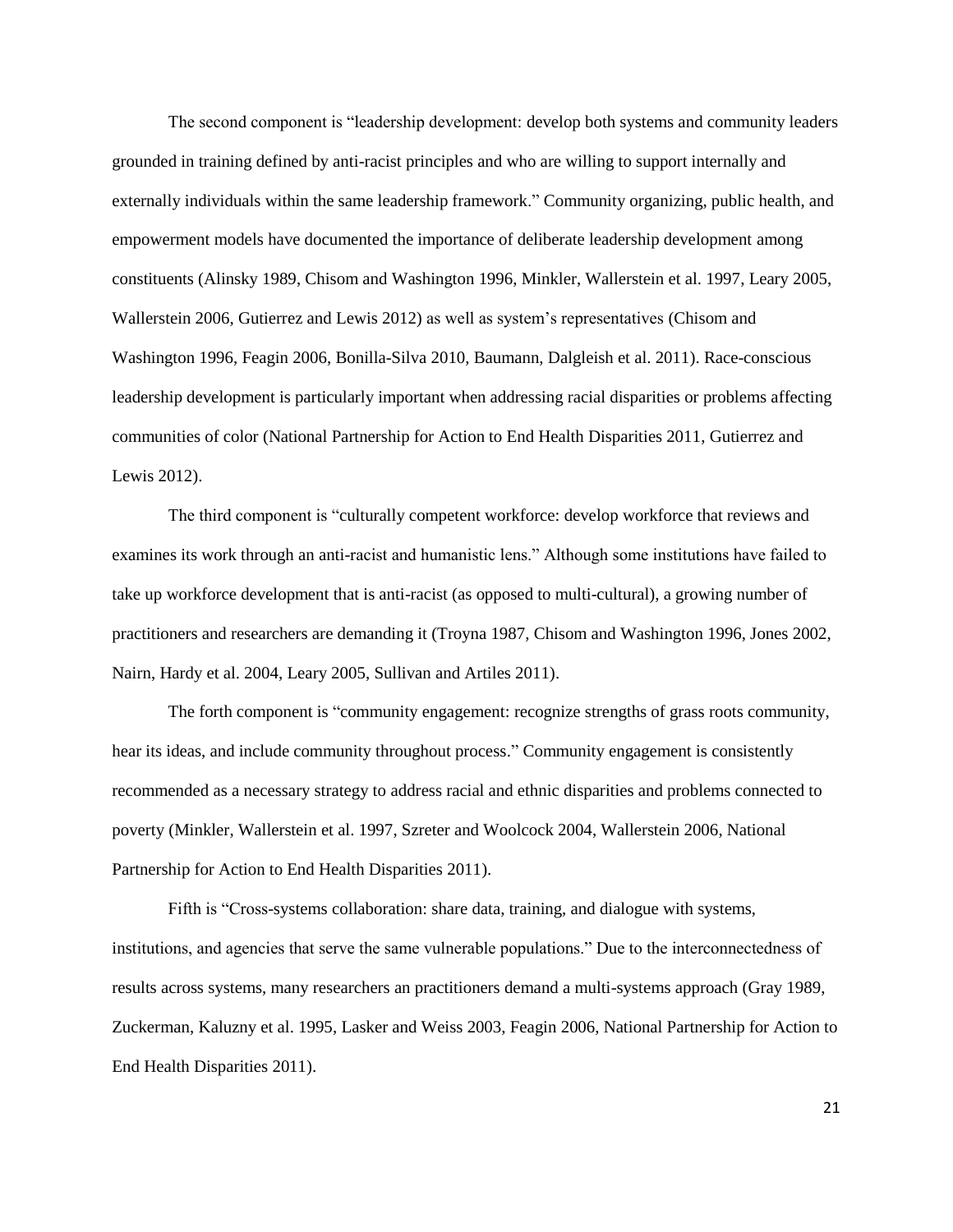The second component is "leadership development: develop both systems and community leaders grounded in training defined by anti-racist principles and who are willing to support internally and externally individuals within the same leadership framework." Community organizing, public health, and empowerment models have documented the importance of deliberate leadership development among constituents (Alinsky 1989, Chisom and Washington 1996, Minkler, Wallerstein et al. 1997, Leary 2005, Wallerstein 2006, Gutierrez and Lewis 2012) as well as system's representatives (Chisom and Washington 1996, Feagin 2006, Bonilla-Silva 2010, Baumann, Dalgleish et al. 2011). Race-conscious leadership development is particularly important when addressing racial disparities or problems affecting communities of color (National Partnership for Action to End Health Disparities 2011, Gutierrez and Lewis 2012).

The third component is "culturally competent workforce: develop workforce that reviews and examines its work through an anti-racist and humanistic lens." Although some institutions have failed to take up workforce development that is anti-racist (as opposed to multi-cultural), a growing number of practitioners and researchers are demanding it (Troyna 1987, Chisom and Washington 1996, Jones 2002, Nairn, Hardy et al. 2004, Leary 2005, Sullivan and Artiles 2011).

The forth component is "community engagement: recognize strengths of grass roots community, hear its ideas, and include community throughout process." Community engagement is consistently recommended as a necessary strategy to address racial and ethnic disparities and problems connected to poverty (Minkler, Wallerstein et al. 1997, Szreter and Woolcock 2004, Wallerstein 2006, National Partnership for Action to End Health Disparities 2011).

Fifth is "Cross-systems collaboration: share data, training, and dialogue with systems, institutions, and agencies that serve the same vulnerable populations." Due to the interconnectedness of results across systems, many researchers an practitioners demand a multi-systems approach (Gray 1989, Zuckerman, Kaluzny et al. 1995, Lasker and Weiss 2003, Feagin 2006, National Partnership for Action to End Health Disparities 2011).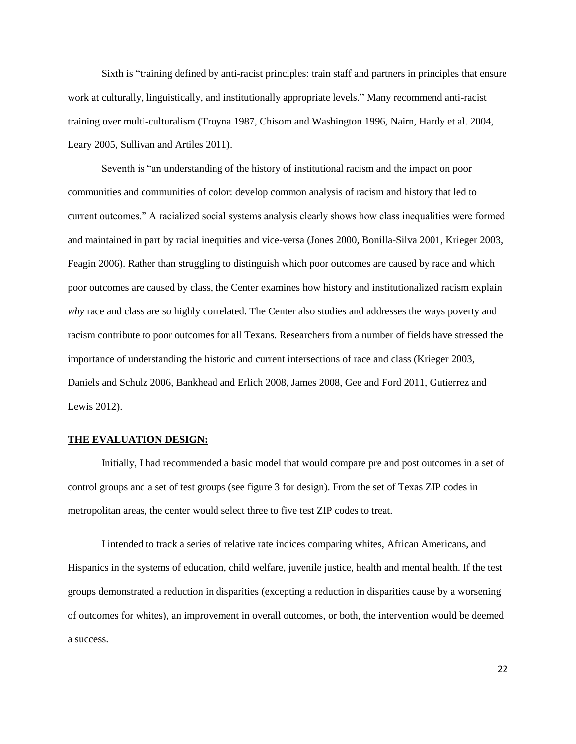Sixth is "training defined by anti-racist principles: train staff and partners in principles that ensure work at culturally, linguistically, and institutionally appropriate levels." Many recommend anti-racist training over multi-culturalism (Troyna 1987, Chisom and Washington 1996, Nairn, Hardy et al. 2004, Leary 2005, Sullivan and Artiles 2011).

Seventh is "an understanding of the history of institutional racism and the impact on poor communities and communities of color: develop common analysis of racism and history that led to current outcomes." A racialized social systems analysis clearly shows how class inequalities were formed and maintained in part by racial inequities and vice-versa (Jones 2000, Bonilla-Silva 2001, Krieger 2003, Feagin 2006). Rather than struggling to distinguish which poor outcomes are caused by race and which poor outcomes are caused by class, the Center examines how history and institutionalized racism explain *why* race and class are so highly correlated. The Center also studies and addresses the ways poverty and racism contribute to poor outcomes for all Texans. Researchers from a number of fields have stressed the importance of understanding the historic and current intersections of race and class (Krieger 2003, Daniels and Schulz 2006, Bankhead and Erlich 2008, James 2008, Gee and Ford 2011, Gutierrez and Lewis 2012).

**THE EVALUATION DESIGN:**

Initially, I had recommended a basic model that would compare pre and post outcomes in a set of control groups and a set of test groups (see figure 3 for design). From the set of Texas ZIP codes in metropolitan areas, the center would select three to five test ZIP codes to treat.

I intended to track a series of relative rate indices comparing whites, African Americans, and Hispanics in the systems of education, child welfare, juvenile justice, health and mental health. If the test groups demonstrated a reduction in disparities (excepting a reduction in disparities cause by a worsening of outcomes for whites), an improvement in overall outcomes, or both, the intervention would be deemed a success.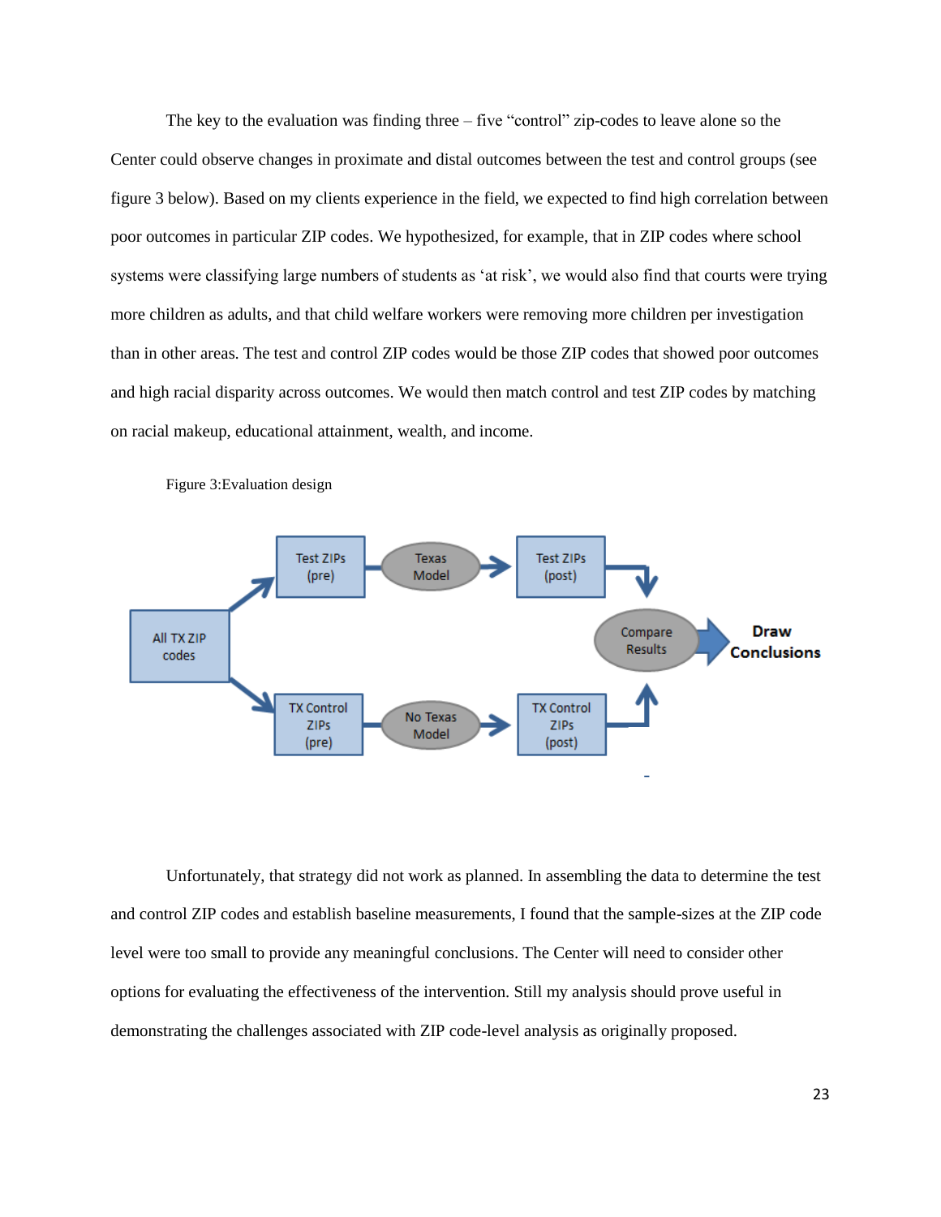The key to the evaluation was finding three – five "control" zip-codes to leave alone so the Center could observe changes in proximate and distal outcomes between the test and control groups (see figure 3 below). Based on my clients experience in the field, we expected to find high correlation between poor outcomes in particular ZIP codes. We hypothesized, for example, that in ZIP codes where school systems were classifying large numbers of students as 'at risk', we would also find that courts were trying more children as adults, and that child welfare workers were removing more children per investigation than in other areas. The test and control ZIP codes would be those ZIP codes that showed poor outcomes and high racial disparity across outcomes. We would then match control and test ZIP codes by matching on racial makeup, educational attainment, wealth, and income.

Figure 3:Evaluation design

All TX ZIP codes → Test ZIPs (pre) → Texas Model → Test ZIPs (post) → Compare Results → **Draw Conclusions**

All TX ZIP codes → TX Control ZIPs (pre) → No Texas Model → TX Control ZIPs (post) → Compare Results

Unfortunately, that strategy did not work as planned. In assembling the data to determine the test and control ZIP codes and establish baseline measurements, I found that the sample-sizes at the ZIP code level were too small to provide any meaningful conclusions. The Center will need to consider other options for evaluating the effectiveness of the intervention. Still my analysis should prove useful in demonstrating the challenges associated with ZIP code-level analysis as originally proposed.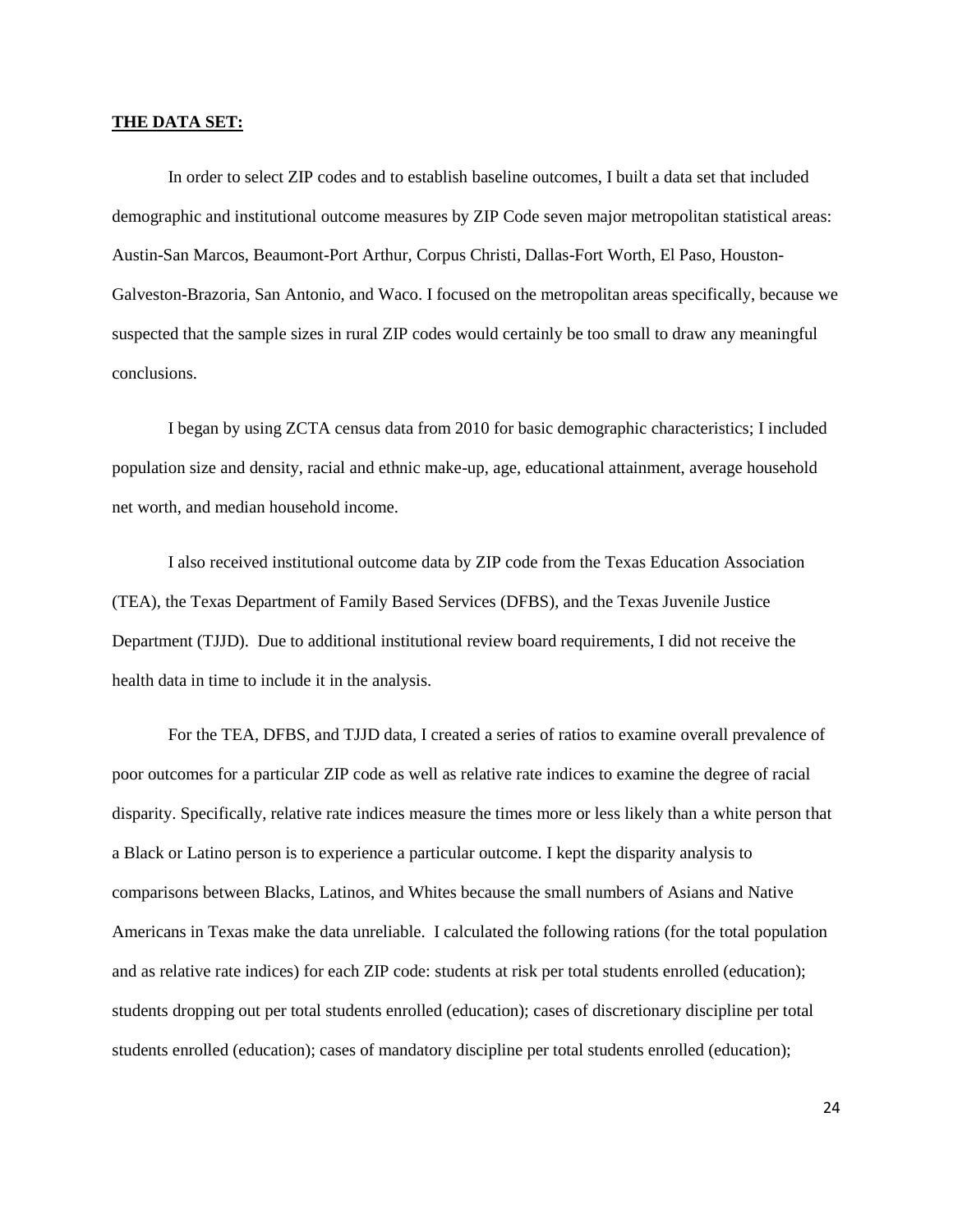**THE DATA SET:**

In order to select ZIP codes and to establish baseline outcomes, I built a data set that included demographic and institutional outcome measures by ZIP Code seven major metropolitan statistical areas: Austin-San Marcos, Beaumont-Port Arthur, Corpus Christi, Dallas-Fort Worth, El Paso, Houston-Galveston-Brazoria, San Antonio, and Waco. I focused on the metropolitan areas specifically, because we suspected that the sample sizes in rural ZIP codes would certainly be too small to draw any meaningful conclusions.

I began by using ZCTA census data from 2010 for basic demographic characteristics; I included population size and density, racial and ethnic make-up, age, educational attainment, average household net worth, and median household income.

I also received institutional outcome data by ZIP code from the Texas Education Association (TEA), the Texas Department of Family Based Services (DFBS), and the Texas Juvenile Justice Department (TJJD). Due to additional institutional review board requirements, I did not receive the health data in time to include it in the analysis.

For the TEA, DFBS, and TJJD data, I created a series of ratios to examine overall prevalence of poor outcomes for a particular ZIP code as well as relative rate indices to examine the degree of racial disparity. Specifically, relative rate indices measure the times more or less likely than a white person that a Black or Latino person is to experience a particular outcome. I kept the disparity analysis to comparisons between Blacks, Latinos, and Whites because the small numbers of Asians and Native Americans in Texas make the data unreliable. I calculated the following rations (for the total population and as relative rate indices) for each ZIP code: students at risk per total students enrolled (education); students dropping out per total students enrolled (education); cases of discretionary discipline per total students enrolled (education); cases of mandatory discipline per total students enrolled (education);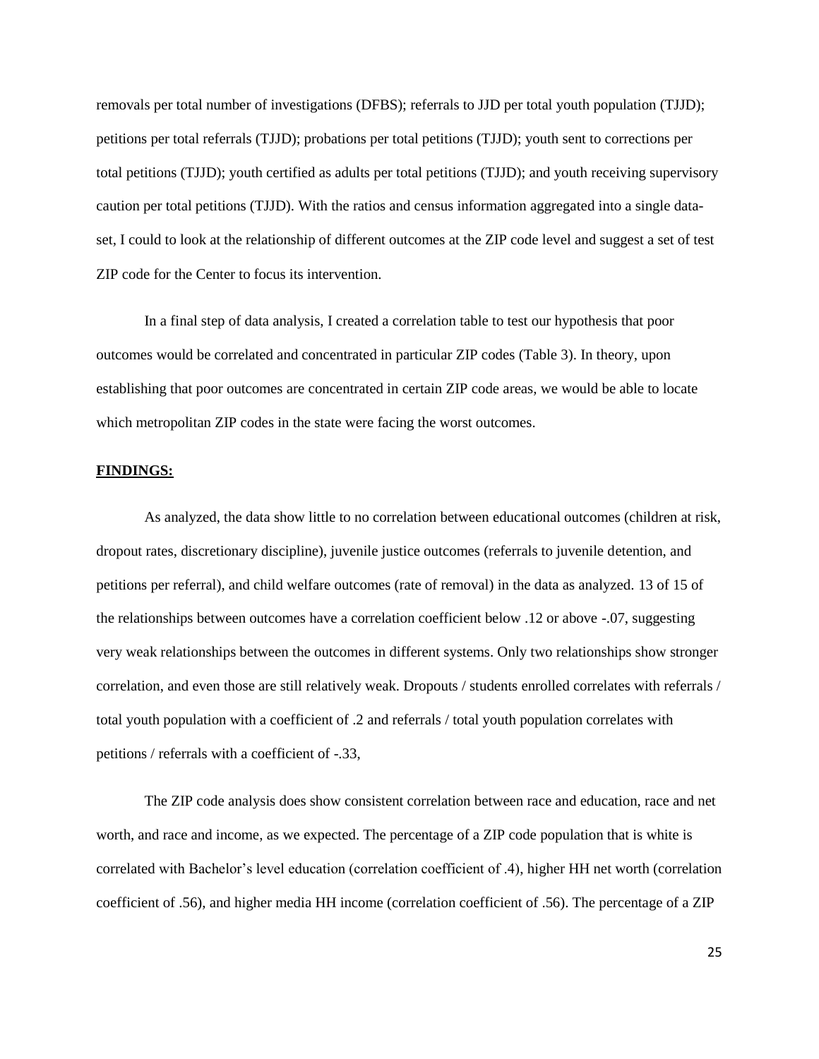removals per total number of investigations (DFBS); referrals to JJD per total youth population (TJJD); petitions per total referrals (TJJD); probations per total petitions (TJJD); youth sent to corrections per total petitions (TJJD); youth certified as adults per total petitions (TJJD); and youth receiving supervisory caution per total petitions (TJJD). With the ratios and census information aggregated into a single data-set, I could to look at the relationship of different outcomes at the ZIP code level and suggest a set of test ZIP code for the Center to focus its intervention.

In a final step of data analysis, I created a correlation table to test our hypothesis that poor outcomes would be correlated and concentrated in particular ZIP codes (Table 3). In theory, upon establishing that poor outcomes are concentrated in certain ZIP code areas, we would be able to locate which metropolitan ZIP codes in the state were facing the worst outcomes.

**FINDINGS:**

As analyzed, the data show little to no correlation between educational outcomes (children at risk, dropout rates, discretionary discipline), juvenile justice outcomes (referrals to juvenile detention, and petitions per referral), and child welfare outcomes (rate of removal) in the data as analyzed. 13 of 15 of the relationships between outcomes have a correlation coefficient below .12 or above -.07, suggesting very weak relationships between the outcomes in different systems. Only two relationships show stronger correlation, and even those are still relatively weak. Dropouts / students enrolled correlates with referrals / total youth population with a coefficient of .2 and referrals / total youth population correlates with petitions / referrals with a coefficient of -.33,

The ZIP code analysis does show consistent correlation between race and education, race and net worth, and race and income, as we expected. The percentage of a ZIP code population that is white is correlated with Bachelor's level education (correlation coefficient of .4), higher HH net worth (correlation coefficient of .56), and higher media HH income (correlation coefficient of .56). The percentage of a ZIP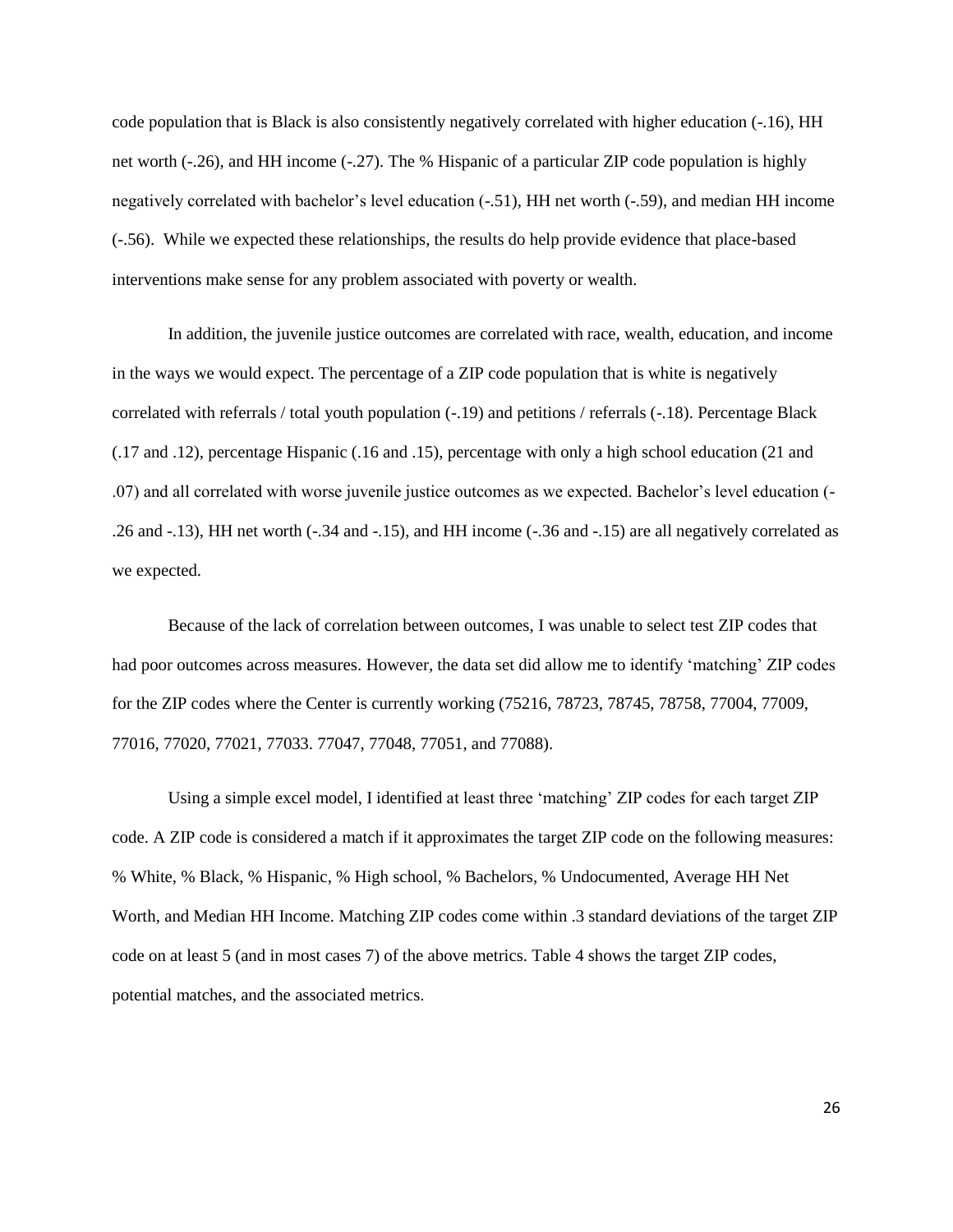code population that is Black is also consistently negatively correlated with higher education (-.16), HH net worth (-.26), and HH income (-.27). The % Hispanic of a particular ZIP code population is highly negatively correlated with bachelor's level education (-.51), HH net worth (-.59), and median HH income (-.56). While we expected these relationships, the results do help provide evidence that place-based interventions make sense for any problem associated with poverty or wealth.

In addition, the juvenile justice outcomes are correlated with race, wealth, education, and income in the ways we would expect. The percentage of a ZIP code population that is white is negatively correlated with referrals / total youth population (-.19) and petitions / referrals (-.18). Percentage Black (.17 and .12), percentage Hispanic (.16 and .15), percentage with only a high school education (21 and .07) and all correlated with worse juvenile justice outcomes as we expected. Bachelor's level education (-.26 and -.13), HH net worth (-.34 and -.15), and HH income (-.36 and -.15) are all negatively correlated as we expected.

Because of the lack of correlation between outcomes, I was unable to select test ZIP codes that had poor outcomes across measures. However, the data set did allow me to identify 'matching' ZIP codes for the ZIP codes where the Center is currently working (75216, 78723, 78745, 78758, 77004, 77009, 77016, 77020, 77021, 77033. 77047, 77048, 77051, and 77088).

Using a simple excel model, I identified at least three 'matching' ZIP codes for each target ZIP code. A ZIP code is considered a match if it approximates the target ZIP code on the following measures: % White, % Black, % Hispanic, % High school, % Bachelors, % Undocumented, Average HH Net Worth, and Median HH Income. Matching ZIP codes come within .3 standard deviations of the target ZIP code on at least 5 (and in most cases 7) of the above metrics. Table 4 shows the target ZIP codes, potential matches, and the associated metrics.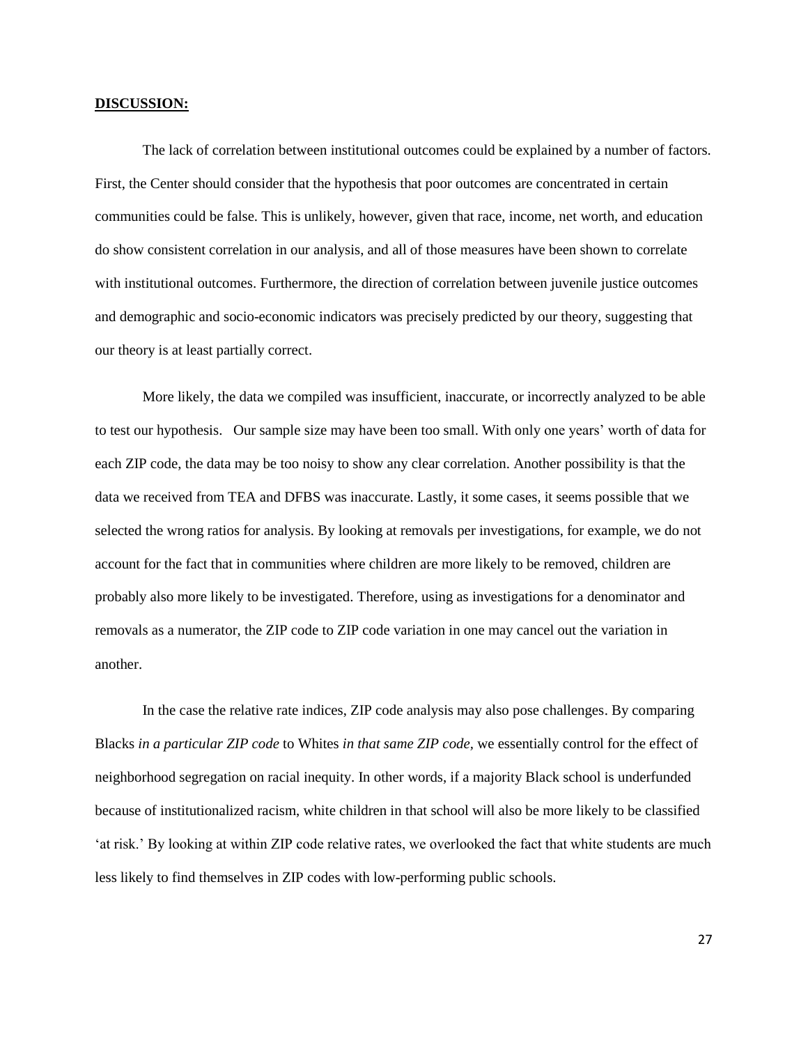**DISCUSSION:**

The lack of correlation between institutional outcomes could be explained by a number of factors. First, the Center should consider that the hypothesis that poor outcomes are concentrated in certain communities could be false. This is unlikely, however, given that race, income, net worth, and education do show consistent correlation in our analysis, and all of those measures have been shown to correlate with institutional outcomes. Furthermore, the direction of correlation between juvenile justice outcomes and demographic and socio-economic indicators was precisely predicted by our theory, suggesting that our theory is at least partially correct.

More likely, the data we compiled was insufficient, inaccurate, or incorrectly analyzed to be able to test our hypothesis. Our sample size may have been too small. With only one years' worth of data for each ZIP code, the data may be too noisy to show any clear correlation. Another possibility is that the data we received from TEA and DFBS was inaccurate. Lastly, it some cases, it seems possible that we selected the wrong ratios for analysis. By looking at removals per investigations, for example, we do not account for the fact that in communities where children are more likely to be removed, children are probably also more likely to be investigated. Therefore, using as investigations for a denominator and removals as a numerator, the ZIP code to ZIP code variation in one may cancel out the variation in another.

In the case the relative rate indices, ZIP code analysis may also pose challenges. By comparing Blacks *in a particular ZIP code* to Whites *in that same ZIP code,* we essentially control for the effect of neighborhood segregation on racial inequity. In other words, if a majority Black school is underfunded because of institutionalized racism, white children in that school will also be more likely to be classified 'at risk.' By looking at within ZIP code relative rates, we overlooked the fact that white students are much less likely to find themselves in ZIP codes with low-performing public schools.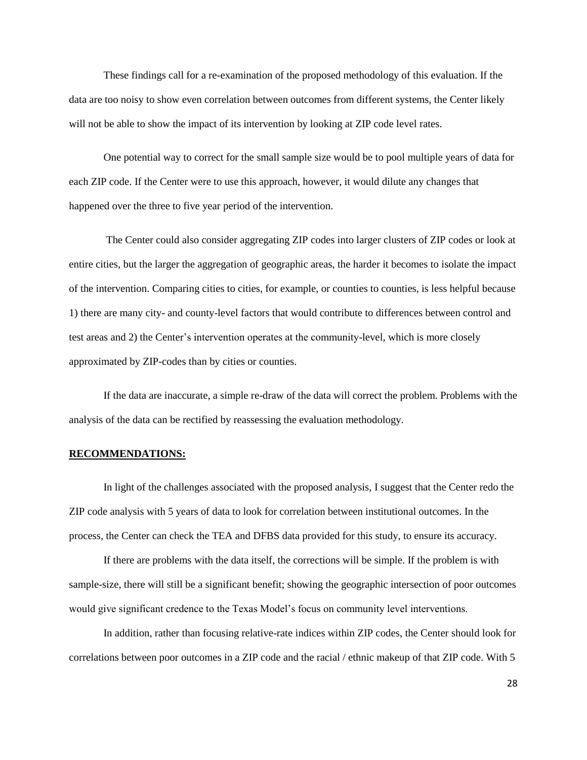These findings call for a re-examination of the proposed methodology of this evaluation. If the data are too noisy to show even correlation between outcomes from different systems, the Center likely will not be able to show the impact of its intervention by looking at ZIP code level rates.

One potential way to correct for the small sample size would be to pool multiple years of data for each ZIP code. If the Center were to use this approach, however, it would dilute any changes that happened over the three to five year period of the intervention.

The Center could also consider aggregating ZIP codes into larger clusters of ZIP codes or look at entire cities, but the larger the aggregation of geographic areas, the harder it becomes to isolate the impact of the intervention. Comparing cities to cities, for example, or counties to counties, is less helpful because 1) there are many city- and county-level factors that would contribute to differences between control and test areas and 2) the Center's intervention operates at the community-level, which is more closely approximated by ZIP-codes than by cities or counties.

If the data are inaccurate, a simple re-draw of the data will correct the problem. Problems with the analysis of the data can be rectified by reassessing the evaluation methodology.

**RECOMMENDATIONS:**

In light of the challenges associated with the proposed analysis, I suggest that the Center redo the ZIP code analysis with 5 years of data to look for correlation between institutional outcomes. In the process, the Center can check the TEA and DFBS data provided for this study, to ensure its accuracy.

If there are problems with the data itself, the corrections will be simple. If the problem is with sample-size, there will still be a significant benefit; showing the geographic intersection of poor outcomes would give significant credence to the Texas Model's focus on community level interventions.

In addition, rather than focusing relative-rate indices within ZIP codes, the Center should look for correlations between poor outcomes in a ZIP code and the racial / ethnic makeup of that ZIP code. With 5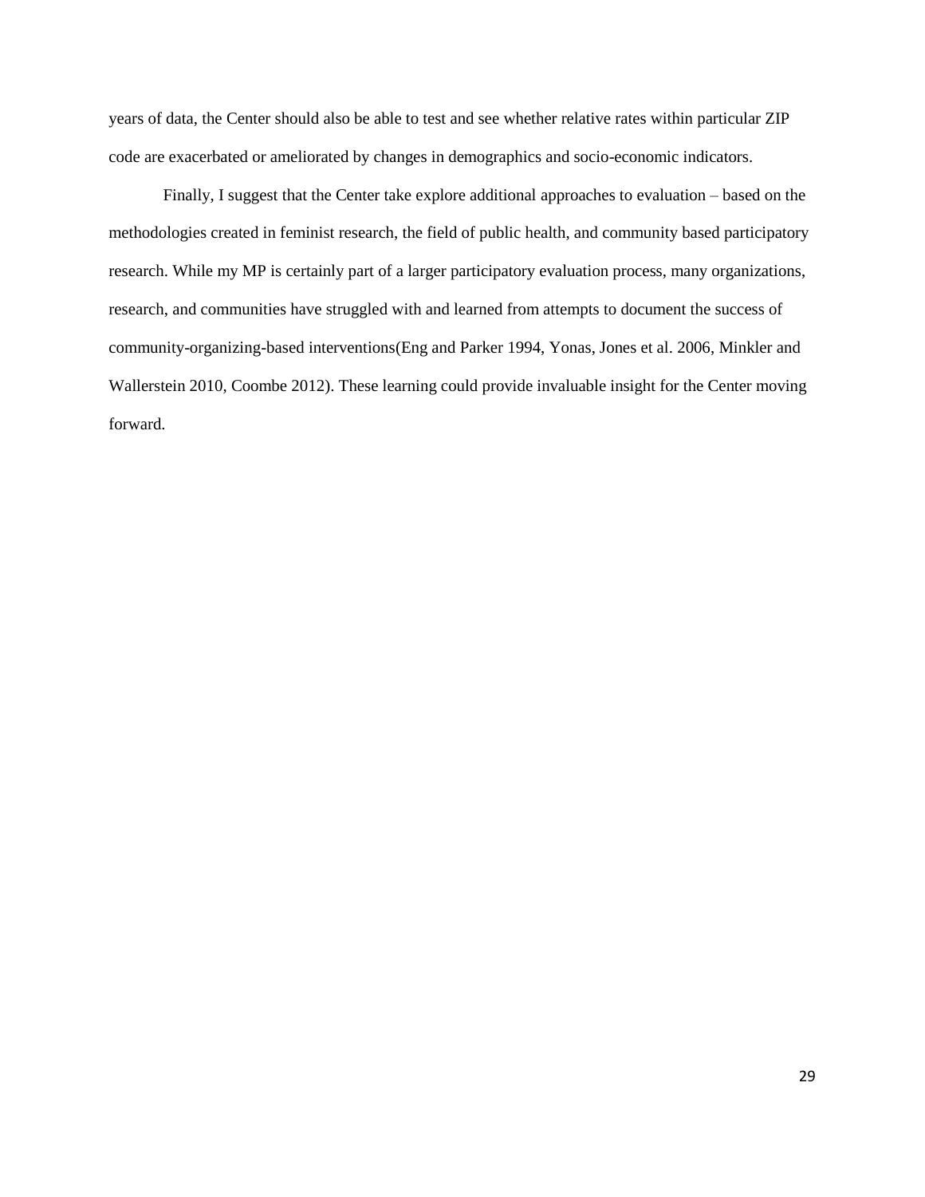years of data, the Center should also be able to test and see whether relative rates within particular ZIP code are exacerbated or ameliorated by changes in demographics and socio-economic indicators.

Finally, I suggest that the Center take explore additional approaches to evaluation – based on the methodologies created in feminist research, the field of public health, and community based participatory research. While my MP is certainly part of a larger participatory evaluation process, many organizations, research, and communities have struggled with and learned from attempts to document the success of community-organizing-based interventions(Eng and Parker 1994, Yonas, Jones et al. 2006, Minkler and Wallerstein 2010, Coombe 2012). These learning could provide invaluable insight for the Center moving forward.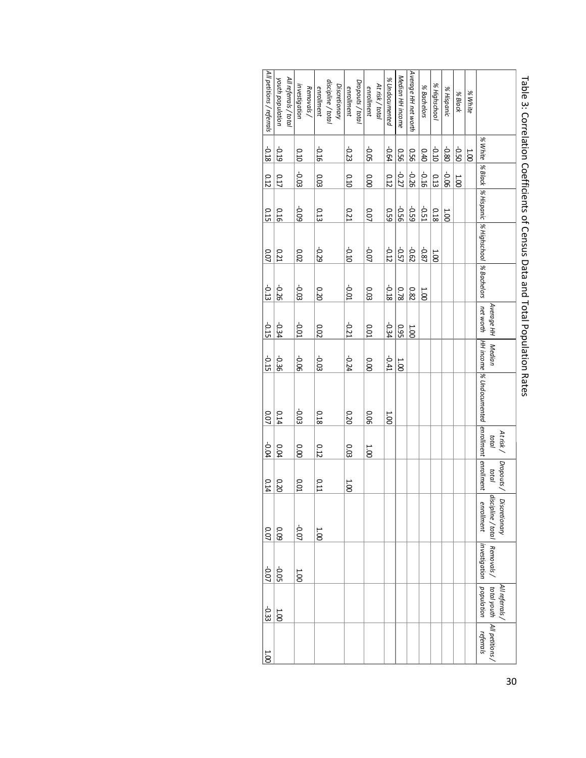# Table 3: Correlation Coefficients of Census Data and Total Population Rates

| | % White | % Black | % Hispanic | % Highschool | % Bachelors | Average HH net worth | Median HH income | % Undocumented | At risk / total enrollment | Dropouts / total enrollment | Discretionary discipline / total enrollment | Removals / investigation | All referrals / total youth population | All petitions / referrals |
|---|---|---|---|---|---|---|---|---|---|---|---|---|---|---|
| *% White* | 1.00 | | | | | | | | | | | | | |
| *% Black* | -0.50 | 1.00 | | | | | | | | | | | | |
| *% Hispanic* | -0.80 | -0.06 | 1.00 | | | | | | | | | | | |
| *% Highschool* | -0.10 | 0.13 | 0.18 | 1.00 | | | | | | | | | | |
| *% Bachelors* | 0.40 | -0.16 | -0.51 | -0.87 | 1.00 | | | | | | | | | |
| *Average HH net worth* | 0.56 | -0.26 | -0.59 | -0.62 | 0.82 | 1.00 | | | | | | | | |
| *Median HH income* | 0.56 | -0.27 | -0.56 | -0.57 | 0.78 | 0.95 | 1.00 | | | | | | | |
| *% Undocumented* | -0.64 | 0.12 | 0.59 | -0.12 | -0.18 | -0.34 | -0.41 | 1.00 | | | | | | |
| *At risk / total enrollment* | -0.05 | 0.00 | 0.07 | -0.07 | 0.03 | 0.01 | 0.00 | 0.06 | 1.00 | | | | | |
| *Dropouts / total enrollment* | -0.23 | 0.10 | 0.21 | -0.10 | -0.01 | -0.21 | -0.24 | 0.20 | 0.03 | 1.00 | | | | |
| *Discretionary discipline / total enrollment* | -0.16 | 0.03 | 0.13 | -0.29 | 0.20 | 0.02 | -0.03 | 0.18 | 0.12 | 0.11 | 1.00 | | | |
| *Removals / investigation* | 0.10 | -0.03 | -0.09 | 0.02 | -0.03 | -0.01 | -0.06 | -0.03 | 0.00 | 0.01 | -0.07 | 1.00 | | |
| *All referrals / total youth population* | -0.19 | 0.17 | 0.16 | 0.21 | -0.26 | -0.34 | -0.36 | 0.14 | 0.04 | 0.20 | 0.09 | -0.05 | 1.00 | |
| *All petitions / referrals* | -0.18 | 0.12 | 0.15 | 0.07 | -0.13 | -0.15 | -0.15 | 0.07 | -0.04 | 0.14 | 0.07 | -0.07 | -0.33 | 1.00 |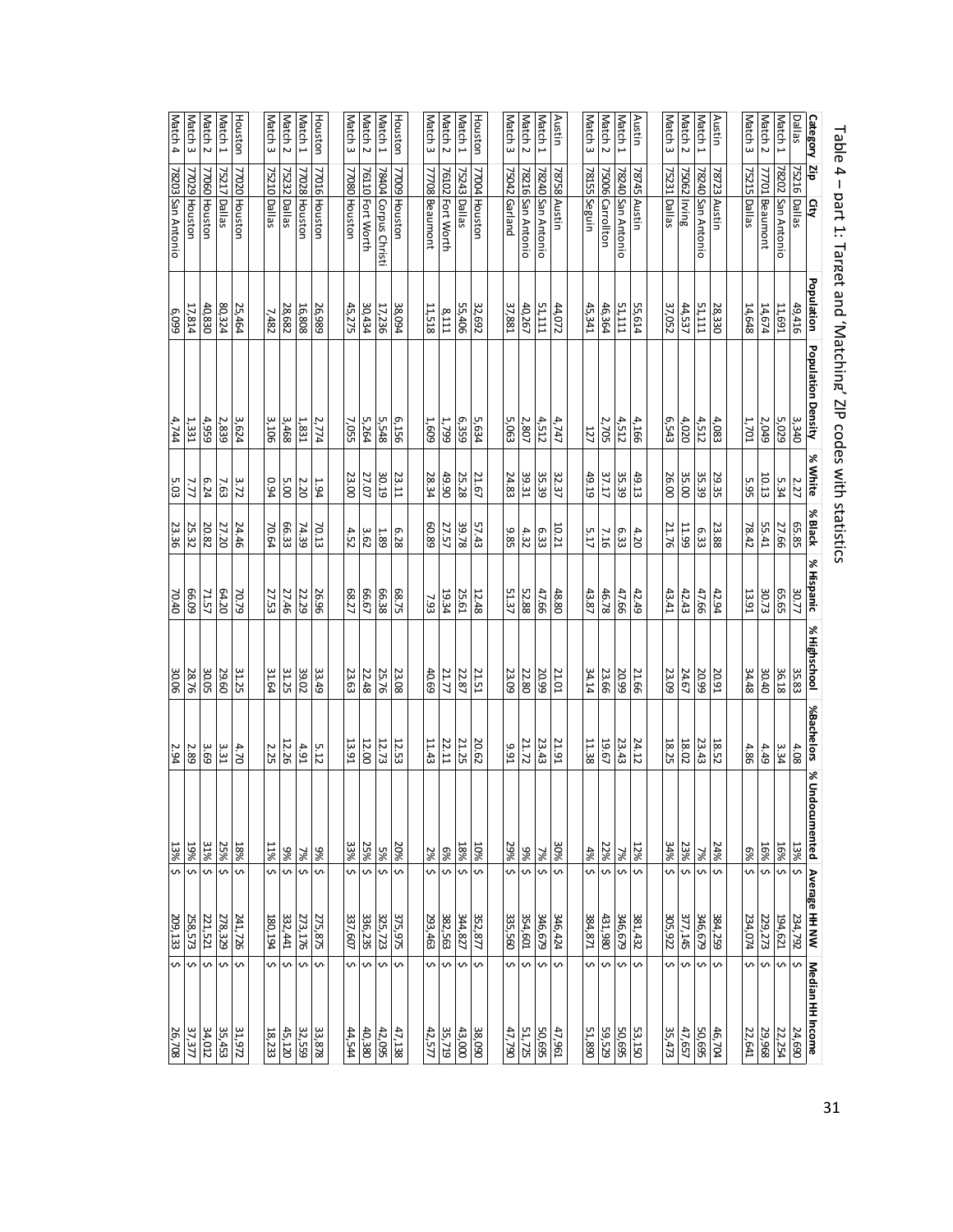# Table 4 – part 1: Target and 'Matching' ZIP codes with statistics

| Category | Zip | City | Population | Population Density | % White | % Black | % Hispanic | % Highschool | %Bachelors | % Undocumented | Average HH NW | Median HH Income |
|---|---|---|---|---|---|---|---|---|---|---|---|---|
| Dallas | 75216 | Dallas | 49,416 | 3,340 | 2.27 | 65.85 | 30.77 | 35.83 | 4.08 | 13% | $ 234,792 | $ 24,690 |
| Match 1 | 78202 | San Antonio | 11,691 | 5,029 | 5.34 | 27.66 | 65.65 | 36.18 | 3.34 | 16% | $ 194,621 | $ 22,254 |
| Match 2 | 77701 | Beaumont | 14,674 | 2,049 | 10.13 | 55.41 | 30.73 | 30.40 | 4.49 | 16% | $ 229,273 | $ 29,968 |
| Match 3 | 75215 | Dallas | 14,648 | 1,701 | 5.95 | 78.42 | 13.91 | 34.48 | 4.86 | 6% | $ 234,074 | $ 22,641 |
| | | | | | | | | | | | | |
| Austin | 78723 | Austin | 28,330 | 4,083 | 29.35 | 23.88 | 42.94 | 20.91 | 18.52 | 24% | $ 384,259 | $ 46,704 |
| Match 1 | 78240 | San Antonio | 51,111 | 4,512 | 35.39 | 6.33 | 47.66 | 20.99 | 23.43 | 7% | $ 346,679 | $ 50,695 |
| Match 2 | 75062 | Irving | 44,537 | 4,020 | 35.00 | 11.99 | 42.43 | 24.67 | 18.02 | 23% | $ 377,145 | $ 47,657 |
| Match 3 | 75231 | Dallas | 37,052 | 6,543 | 26.00 | 21.76 | 43.41 | 23.09 | 18.25 | 34% | $ 305,922 | $ 35,473 |
| | | | | | | | | | | | | |
| Austin | 78745 | Austin | 55,614 | 4,166 | 49.13 | 4.20 | 42.49 | 21.66 | 24.12 | 12% | $ 381,432 | $ 53,150 |
| Match 1 | 78240 | San Antonio | 51,111 | 4,512 | 35.39 | 6.33 | 47.66 | 20.99 | 23.43 | 7% | $ 346,679 | $ 50,695 |
| Match 2 | 75006 | Carrollton | 46,364 | 2,705 | 37.17 | 7.16 | 46.78 | 23.66 | 19.67 | 22% | $ 431,980 | $ 59,529 |
| Match 3 | 78155 | Seguin | 45,341 | 127 | 49.19 | 5.17 | 43.87 | 34.14 | 11.38 | 4% | $ 384,871 | $ 51,890 |
| | | | | | | | | | | | | |
| Austin | 78758 | Austin | 44,072 | 4,747 | 32.37 | 10.21 | 48.80 | 21.01 | 21.91 | 30% | $ 346,424 | $ 47,961 |
| Match 1 | 78240 | San Antonio | 51,111 | 4,512 | 35.39 | 6.33 | 47.66 | 20.99 | 23.43 | 7% | $ 346,679 | $ 50,695 |
| Match 2 | 78216 | San Antonio | 40,267 | 2,807 | 39.31 | 4.32 | 52.88 | 22.80 | 21.72 | 9% | $ 354,601 | $ 51,725 |
| Match 3 | 75042 | Garland | 37,881 | 5,063 | 24.83 | 9.85 | 51.37 | 23.09 | 9.91 | 29% | $ 335,560 | $ 47,790 |
| | | | | | | | | | | | | |
| Houston | 77004 | Houston | 32,692 | 5,634 | 21.67 | 57.43 | 12.48 | 21.51 | 20.62 | 10% | $ 352,877 | $ 38,090 |
| Match 1 | 75243 | Dallas | 55,406 | 6,359 | 25.28 | 39.78 | 25.61 | 22.87 | 21.25 | 18% | $ 344,827 | $ 43,000 |
| Match 2 | 76102 | Fort Worth | 8,111 | 1,799 | 49.90 | 27.57 | 19.34 | 21.77 | 22.11 | 6% | $ 382,563 | $ 35,719 |
| Match 3 | 77708 | Beaumont | 11,518 | 1,609 | 28.34 | 60.89 | 7.93 | 40.69 | 11.43 | 2% | $ 293,463 | $ 42,577 |
| | | | | | | | | | | | | |
| Houston | 77009 | Houston | 38,094 | 6,156 | 23.11 | 6.28 | 68.75 | 23.08 | 12.53 | 20% | $ 375,975 | $ 47,138 |
| Match 1 | 78404 | Corpus Christi | 17,236 | 5,548 | 30.19 | 1.89 | 66.38 | 25.76 | 12.73 | 5% | $ 325,723 | $ 42,095 |
| Match 2 | 76110 | Fort Worth | 30,434 | 5,264 | 27.07 | 3.62 | 66.67 | 22.48 | 12.00 | 25% | $ 336,235 | $ 40,380 |
| Match 3 | 77080 | Houston | 45,275 | 7,055 | 23.00 | 4.52 | 68.27 | 23.63 | 13.91 | 33% | $ 337,607 | $ 44,544 |
| | | | | | | | | | | | | |
| Houston | 77016 | Houston | 26,989 | 2,774 | 1.94 | 70.13 | 26.96 | 33.49 | 5.12 | 9% | $ 275,875 | $ 33,878 |
| Match 1 | 77028 | Houston | 16,808 | 1,831 | 2.20 | 74.39 | 22.29 | 39.02 | 4.91 | 7% | $ 273,176 | $ 32,559 |
| Match 2 | 75232 | Dallas | 28,682 | 3,468 | 5.00 | 66.33 | 27.46 | 31.25 | 12.26 | 9% | $ 332,441 | $ 45,120 |
| Match 3 | 75210 | Dallas | 7,482 | 3,106 | 0.94 | 70.64 | 27.53 | 31.64 | 2.25 | 11% | $ 180,194 | $ 18,233 |
| | | | | | | | | | | | | |
| Houston | 77020 | Houston | 25,464 | 3,624 | 3.72 | 24.46 | 70.79 | 31.25 | 4.70 | 18% | $ 241,726 | $ 31,972 |
| Match 1 | 75217 | Dallas | 80,324 | 2,839 | 7.63 | 27.20 | 64.20 | 29.60 | 3.31 | 25% | $ 278,329 | $ 35,453 |
| Match 2 | 77060 | Houston | 40,830 | 4,959 | 6.24 | 20.82 | 71.57 | 30.05 | 3.69 | 31% | $ 221,521 | $ 34,012 |
| Match 3 | 77029 | Houston | 17,814 | 1,331 | 7.77 | 25.32 | 66.09 | 28.76 | 2.89 | 19% | $ 258,573 | $ 37,377 |
| Match 4 | 78203 | San Antonio | 6,099 | 4,744 | 5.03 | 23.36 | 70.40 | 30.06 | 2.94 | 13% | $ 209,133 | $ 26,708 |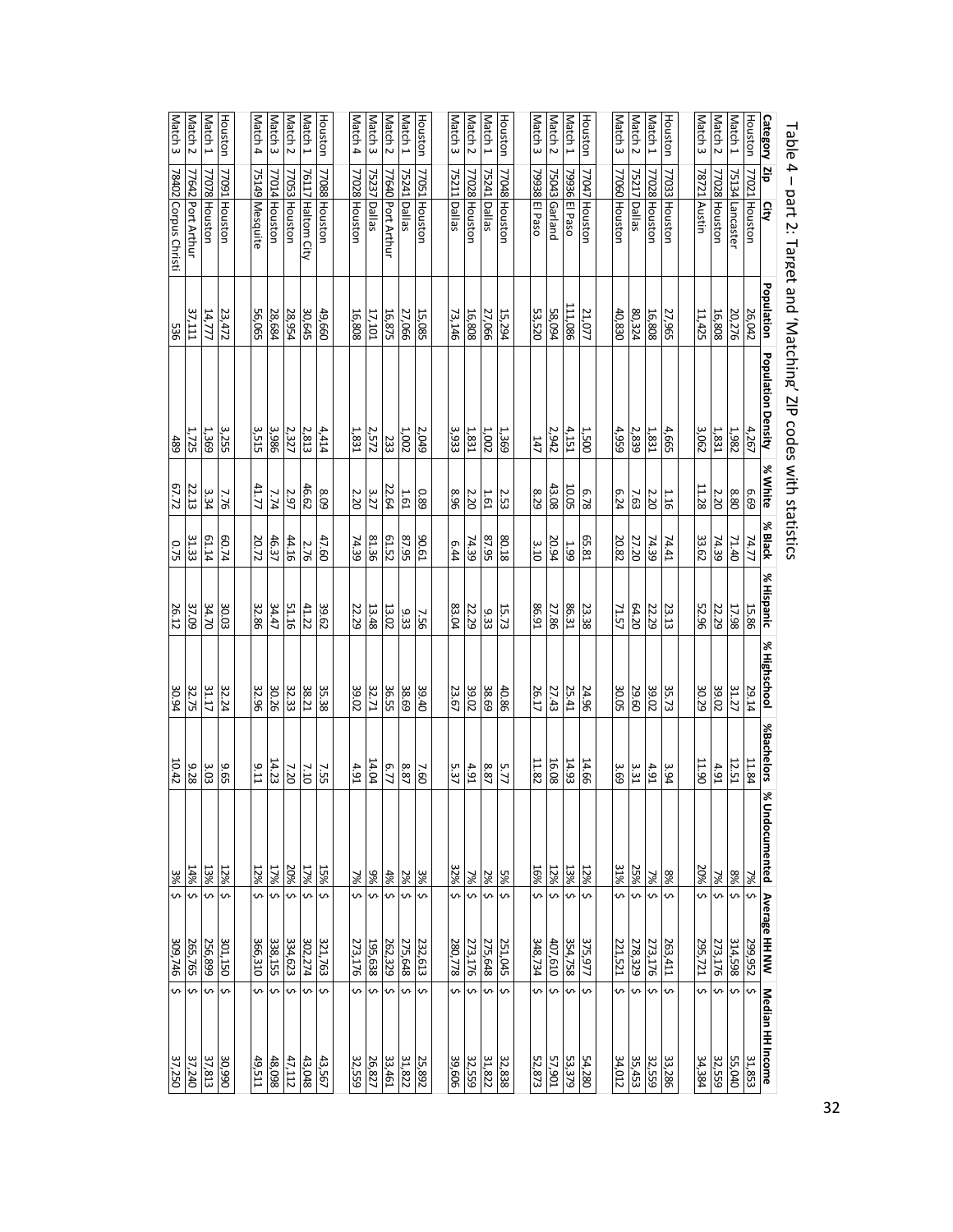Table 4 – part 2: Target and 'Matching' ZIP codes with statistics

| Category | Zip | City | Population | Population Density | % White | % Black | % Hispanic | % Highschool | %Bachelors | % Undocumented | Average HH NW | Median HH Income |
|---|---|---|---|---|---|---|---|---|---|---|---|---|
| Houston | 77021 | Houston | 26,042 | 4,267 | 6.69 | 74.77 | 15.86 | 29.14 | 11.84 | 7% | $ 299,952 | $ 31,853 |
| Match 1 | 75134 | Lancaster | 20,276 | 1,982 | 8.80 | 71.40 | 17.98 | 31.27 | 12.51 | 8% | $ 314,598 | $ 55,040 |
| Match 2 | 77028 | Houston | 16,808 | 1,831 | 2.20 | 74.39 | 22.29 | 39.02 | 4.91 | 7% | $ 273,176 | $ 32,559 |
| Match 3 | 78721 | Austin | 11,425 | 3,062 | 11.28 | 33.62 | 52.96 | 30.29 | 11.90 | 20% | $ 295,721 | $ 34,384 |
| | | | | | | | | | | | | |
| Houston | 77033 | Houston | 27,965 | 4,665 | 1.16 | 74.41 | 23.13 | 35.73 | 3.94 | 8% | $ 263,411 | $ 33,286 |
| Match 1 | 77028 | Houston | 16,808 | 1,831 | 2.20 | 74.39 | 22.29 | 39.02 | 4.91 | 7% | $ 273,176 | $ 32,559 |
| Match 2 | 75217 | Dallas | 80,324 | 2,839 | 7.63 | 27.20 | 64.20 | 29.60 | 3.31 | 25% | $ 278,329 | $ 35,453 |
| Match 3 | 77060 | Houston | 40,830 | 4,959 | 6.24 | 20.82 | 71.57 | 30.05 | 3.69 | 31% | $ 221,521 | $ 34,012 |
| | | | | | | | | | | | | |
| Houston | 77047 | Houston | 21,077 | 1,500 | 6.78 | 65.81 | 23.38 | 24.96 | 14.66 | 12% | $ 375,977 | $ 54,280 |
| Match 1 | 79936 | El Paso | 111,086 | 4,151 | 10.05 | 1.99 | 86.31 | 25.41 | 14.93 | 13% | $ 354,758 | $ 53,379 |
| Match 2 | 75043 | Garland | 58,094 | 2,942 | 43.08 | 20.94 | 27.86 | 27.43 | 16.08 | 12% | $ 407,610 | $ 57,901 |
| Match 3 | 79938 | El Paso | 53,520 | 147 | 8.29 | 3.10 | 86.91 | 26.17 | 11.82 | 16% | $ 348,734 | $ 52,873 |
| | | | | | | | | | | | | |
| Houston | 77048 | Houston | 15,294 | 1,369 | 2.53 | 80.18 | 15.73 | 40.86 | 5.77 | 5% | $ 251,045 | $ 32,838 |
| Match 1 | 75241 | Dallas | 27,066 | 1,002 | 1.61 | 87.95 | 9.33 | 38.69 | 8.87 | 2% | $ 275,648 | $ 31,822 |
| Match 2 | 77028 | Houston | 16,808 | 1,831 | 2.20 | 74.39 | 22.29 | 39.02 | 4.91 | 7% | $ 273,176 | $ 32,559 |
| Match 3 | 75211 | Dallas | 73,146 | 3,933 | 8.96 | 6.44 | 83.04 | 23.67 | 5.37 | 32% | $ 280,778 | $ 39,606 |
| | | | | | | | | | | | | |
| Houston | 77051 | Houston | 15,085 | 2,049 | 0.89 | 90.61 | 7.56 | 39.40 | 7.60 | 3% | $ 232,613 | $ 25,892 |
| Match 1 | 75241 | Dallas | 27,066 | 1,002 | 1.61 | 87.95 | 9.33 | 38.69 | 8.87 | 2% | $ 275,648 | $ 31,822 |
| Match 2 | 77640 | Port Arthur | 16,875 | 233 | 22.64 | 61.52 | 13.02 | 36.55 | 6.77 | 4% | $ 262,329 | $ 33,461 |
| Match 3 | 75237 | Dallas | 17,101 | 2,572 | 3.27 | 81.36 | 13.48 | 32.71 | 14.04 | 9% | $ 195,638 | $ 26,827 |
| Match 4 | 77028 | Houston | 16,808 | 1,831 | 2.20 | 74.39 | 22.29 | 39.02 | 4.91 | 7% | $ 273,176 | $ 32,559 |
| | | | | | | | | | | | | |
| Houston | 77088 | Houston | 49,660 | 4,414 | 8.09 | 47.60 | 39.62 | 35.38 | 7.55 | 15% | $ 321,763 | $ 43,567 |
| Match 1 | 76117 | Haltom City | 30,645 | 2,813 | 46.62 | 2.76 | 41.22 | 38.21 | 7.10 | 17% | $ 302,274 | $ 43,048 |
| Match 2 | 77053 | Houston | 28,954 | 2,327 | 2.97 | 44.16 | 51.16 | 32.33 | 7.20 | 20% | $ 334,623 | $ 47,112 |
| Match 3 | 77014 | Houston | 28,684 | 3,986 | 7.74 | 46.37 | 34.47 | 30.26 | 14.23 | 17% | $ 338,155 | $ 48,098 |
| Match 4 | 75149 | Mesquite | 56,065 | 3,515 | 41.77 | 20.72 | 32.86 | 32.96 | 9.11 | 12% | $ 366,310 | $ 49,511 |
| | | | | | | | | | | | | |
| Houston | 77091 | Houston | 23,472 | 3,255 | 7.76 | 60.74 | 30.03 | 32.24 | 9.65 | 12% | $ 301,150 | $ 30,990 |
| Match 1 | 77078 | Houston | 14,777 | 1,369 | 3.34 | 61.14 | 34.70 | 31.17 | 3.03 | 13% | $ 256,899 | $ 37,813 |
| Match 2 | 77642 | Port Arthur | 37,111 | 1,725 | 22.13 | 31.33 | 37.09 | 32.75 | 9.28 | 14% | $ 265,765 | $ 37,240 |
| Match 3 | 78402 | Corpus Christi | 536 | 489 | 67.72 | 0.75 | 26.12 | 30.94 | 10.42 | 3% | $ 309,746 | $ 37,250 |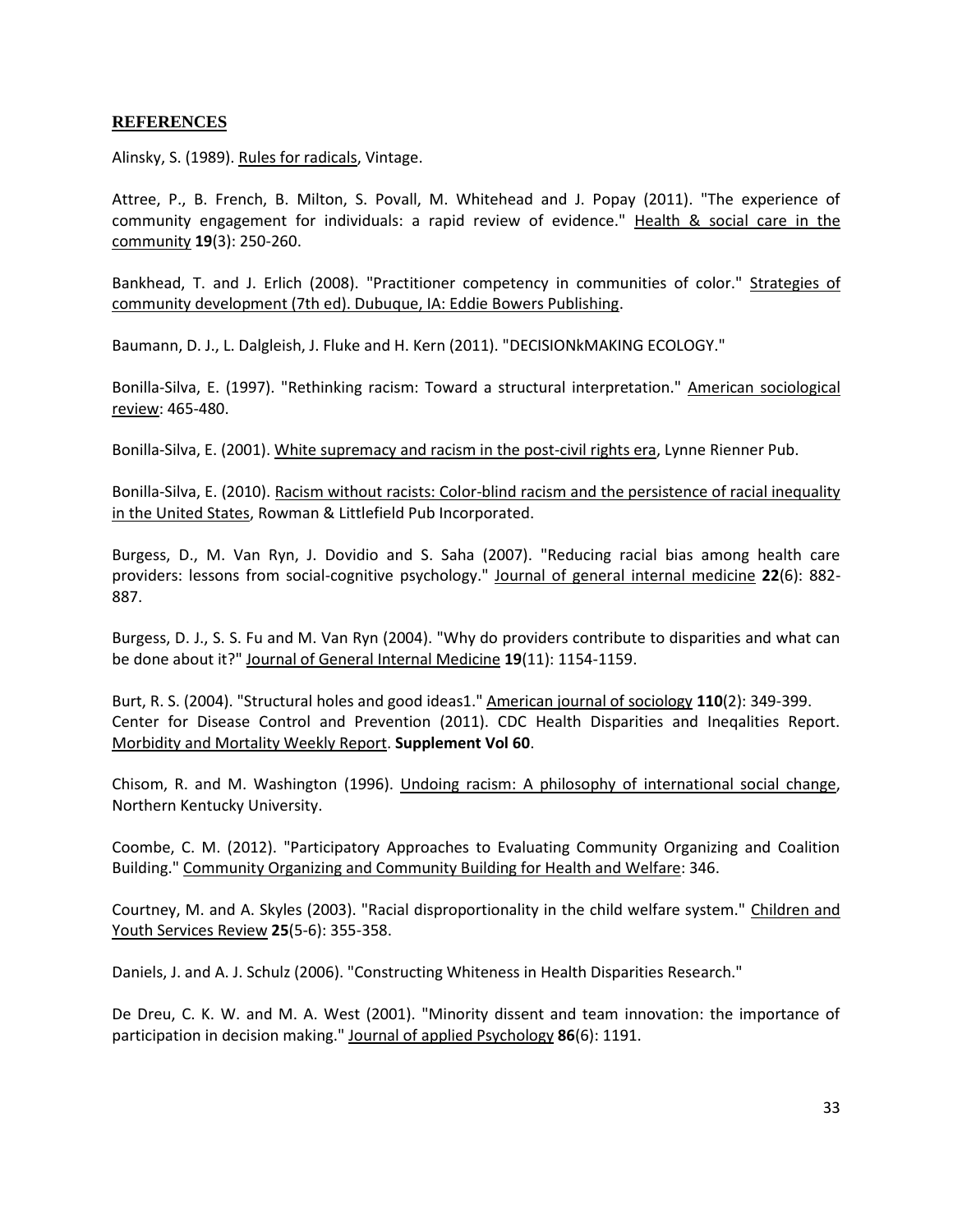## REFERENCES

Alinsky, S. (1989). Rules for radicals, Vintage.

Attree, P., B. French, B. Milton, S. Povall, M. Whitehead and J. Popay (2011). "The experience of community engagement for individuals: a rapid review of evidence." Health & social care in the community **19**(3): 250-260.

Bankhead, T. and J. Erlich (2008). "Practitioner competency in communities of color." Strategies of community development (7th ed). Dubuque, IA: Eddie Bowers Publishing.

Baumann, D. J., L. Dalgleish, J. Fluke and H. Kern (2011). "DECISIONkMAKING ECOLOGY."

Bonilla-Silva, E. (1997). "Rethinking racism: Toward a structural interpretation." American sociological review: 465-480.

Bonilla-Silva, E. (2001). White supremacy and racism in the post-civil rights era, Lynne Rienner Pub.

Bonilla-Silva, E. (2010). Racism without racists: Color-blind racism and the persistence of racial inequality in the United States, Rowman & Littlefield Pub Incorporated.

Burgess, D., M. Van Ryn, J. Dovidio and S. Saha (2007). "Reducing racial bias among health care providers: lessons from social-cognitive psychology." Journal of general internal medicine **22**(6): 882-887.

Burgess, D. J., S. S. Fu and M. Van Ryn (2004). "Why do providers contribute to disparities and what can be done about it?" Journal of General Internal Medicine **19**(11): 1154-1159.

Burt, R. S. (2004). "Structural holes and good ideas1." American journal of sociology **110**(2): 349-399.

Center for Disease Control and Prevention (2011). CDC Health Disparities and Ineqalities Report. Morbidity and Mortality Weekly Report. **Supplement Vol 60**.

Chisom, R. and M. Washington (1996). Undoing racism: A philosophy of international social change, Northern Kentucky University.

Coombe, C. M. (2012). "Participatory Approaches to Evaluating Community Organizing and Coalition Building." Community Organizing and Community Building for Health and Welfare: 346.

Courtney, M. and A. Skyles (2003). "Racial disproportionality in the child welfare system." Children and Youth Services Review **25**(5-6): 355-358.

Daniels, J. and A. J. Schulz (2006). "Constructing Whiteness in Health Disparities Research."

De Dreu, C. K. W. and M. A. West (2001). "Minority dissent and team innovation: the importance of participation in decision making." Journal of applied Psychology **86**(6): 1191.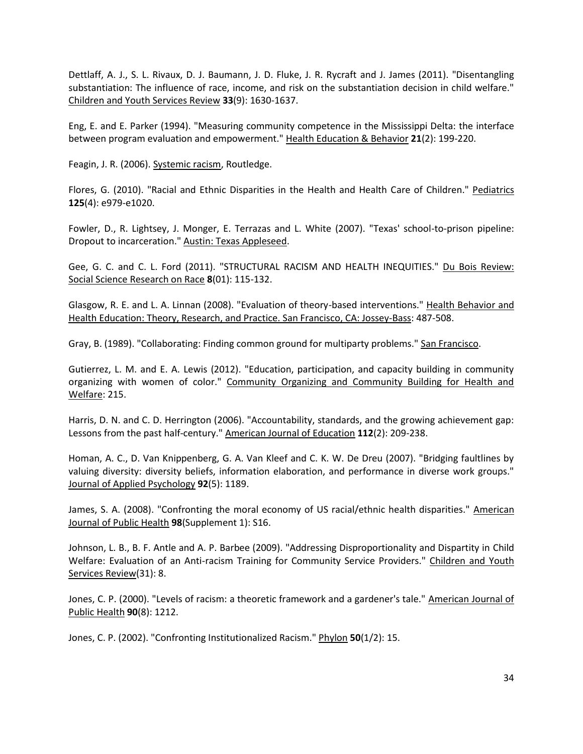Dettlaff, A. J., S. L. Rivaux, D. J. Baumann, J. D. Fluke, J. R. Rycraft and J. James (2011). "Disentangling substantiation: The influence of race, income, and risk on the substantiation decision in child welfare." Children and Youth Services Review **33**(9): 1630-1637.

Eng, E. and E. Parker (1994). "Measuring community competence in the Mississippi Delta: the interface between program evaluation and empowerment." Health Education & Behavior **21**(2): 199-220.

Feagin, J. R. (2006). Systemic racism, Routledge.

Flores, G. (2010). "Racial and Ethnic Disparities in the Health and Health Care of Children." Pediatrics **125**(4): e979-e1020.

Fowler, D., R. Lightsey, J. Monger, E. Terrazas and L. White (2007). "Texas' school-to-prison pipeline: Dropout to incarceration." Austin: Texas Appleseed.

Gee, G. C. and C. L. Ford (2011). "STRUCTURAL RACISM AND HEALTH INEQUITIES." Du Bois Review: Social Science Research on Race **8**(01): 115-132.

Glasgow, R. E. and L. A. Linnan (2008). "Evaluation of theory-based interventions." Health Behavior and Health Education: Theory, Research, and Practice. San Francisco, CA: Jossey-Bass: 487-508.

Gray, B. (1989). "Collaborating: Finding common ground for multiparty problems." San Francisco.

Gutierrez, L. M. and E. A. Lewis (2012). "Education, participation, and capacity building in community organizing with women of color." Community Organizing and Community Building for Health and Welfare: 215.

Harris, D. N. and C. D. Herrington (2006). "Accountability, standards, and the growing achievement gap: Lessons from the past half-century." American Journal of Education **112**(2): 209-238.

Homan, A. C., D. Van Knippenberg, G. A. Van Kleef and C. K. W. De Dreu (2007). "Bridging faultlines by valuing diversity: diversity beliefs, information elaboration, and performance in diverse work groups." Journal of Applied Psychology **92**(5): 1189.

James, S. A. (2008). "Confronting the moral economy of US racial/ethnic health disparities." American Journal of Public Health **98**(Supplement 1): S16.

Johnson, L. B., B. F. Antle and A. P. Barbee (2009). "Addressing Disproportionality and Dispartity in Child Welfare: Evaluation of an Anti-racism Training for Community Service Providers." Children and Youth Services Review(31): 8.

Jones, C. P. (2000). "Levels of racism: a theoretic framework and a gardener's tale." American Journal of Public Health **90**(8): 1212.

Jones, C. P. (2002). "Confronting Institutionalized Racism." Phylon **50**(1/2): 15.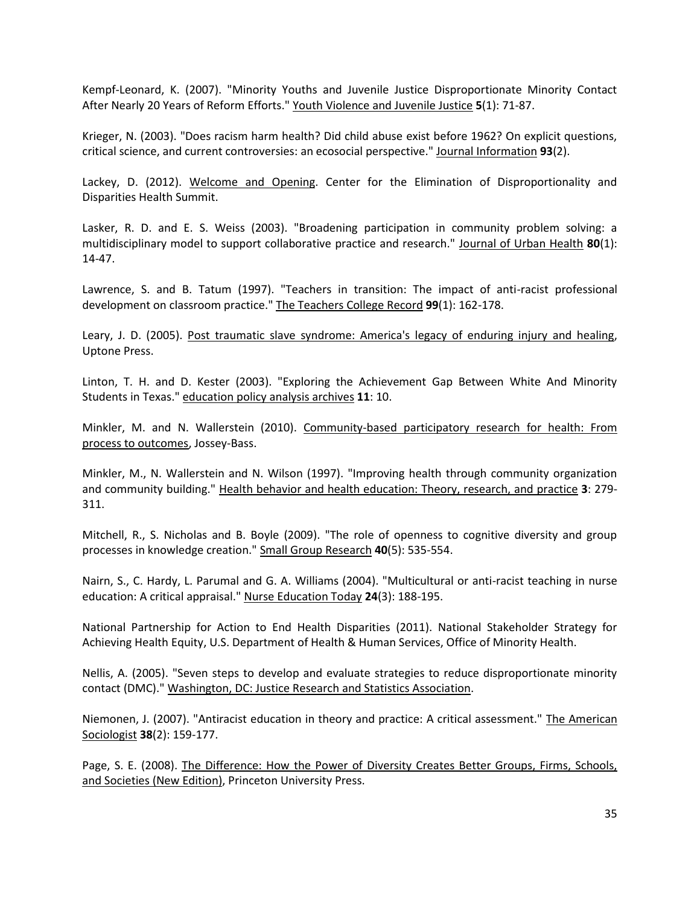Kempf-Leonard, K. (2007). "Minority Youths and Juvenile Justice Disproportionate Minority Contact After Nearly 20 Years of Reform Efforts." Youth Violence and Juvenile Justice **5**(1): 71-87.

Krieger, N. (2003). "Does racism harm health? Did child abuse exist before 1962? On explicit questions, critical science, and current controversies: an ecosocial perspective." Journal Information **93**(2).

Lackey, D. (2012). Welcome and Opening. Center for the Elimination of Disproportionality and Disparities Health Summit.

Lasker, R. D. and E. S. Weiss (2003). "Broadening participation in community problem solving: a multidisciplinary model to support collaborative practice and research." Journal of Urban Health **80**(1): 14-47.

Lawrence, S. and B. Tatum (1997). "Teachers in transition: The impact of anti-racist professional development on classroom practice." The Teachers College Record **99**(1): 162-178.

Leary, J. D. (2005). Post traumatic slave syndrome: America's legacy of enduring injury and healing, Uptone Press.

Linton, T. H. and D. Kester (2003). "Exploring the Achievement Gap Between White And Minority Students in Texas." education policy analysis archives **11**: 10.

Minkler, M. and N. Wallerstein (2010). Community-based participatory research for health: From process to outcomes, Jossey-Bass.

Minkler, M., N. Wallerstein and N. Wilson (1997). "Improving health through community organization and community building." Health behavior and health education: Theory, research, and practice **3**: 279-311.

Mitchell, R., S. Nicholas and B. Boyle (2009). "The role of openness to cognitive diversity and group processes in knowledge creation." Small Group Research **40**(5): 535-554.

Nairn, S., C. Hardy, L. Parumal and G. A. Williams (2004). "Multicultural or anti-racist teaching in nurse education: A critical appraisal." Nurse Education Today **24**(3): 188-195.

National Partnership for Action to End Health Disparities (2011). National Stakeholder Strategy for Achieving Health Equity, U.S. Department of Health & Human Services, Office of Minority Health.

Nellis, A. (2005). "Seven steps to develop and evaluate strategies to reduce disproportionate minority contact (DMC)." Washington, DC: Justice Research and Statistics Association.

Niemonen, J. (2007). "Antiracist education in theory and practice: A critical assessment." The American Sociologist **38**(2): 159-177.

Page, S. E. (2008). The Difference: How the Power of Diversity Creates Better Groups, Firms, Schools, and Societies (New Edition), Princeton University Press.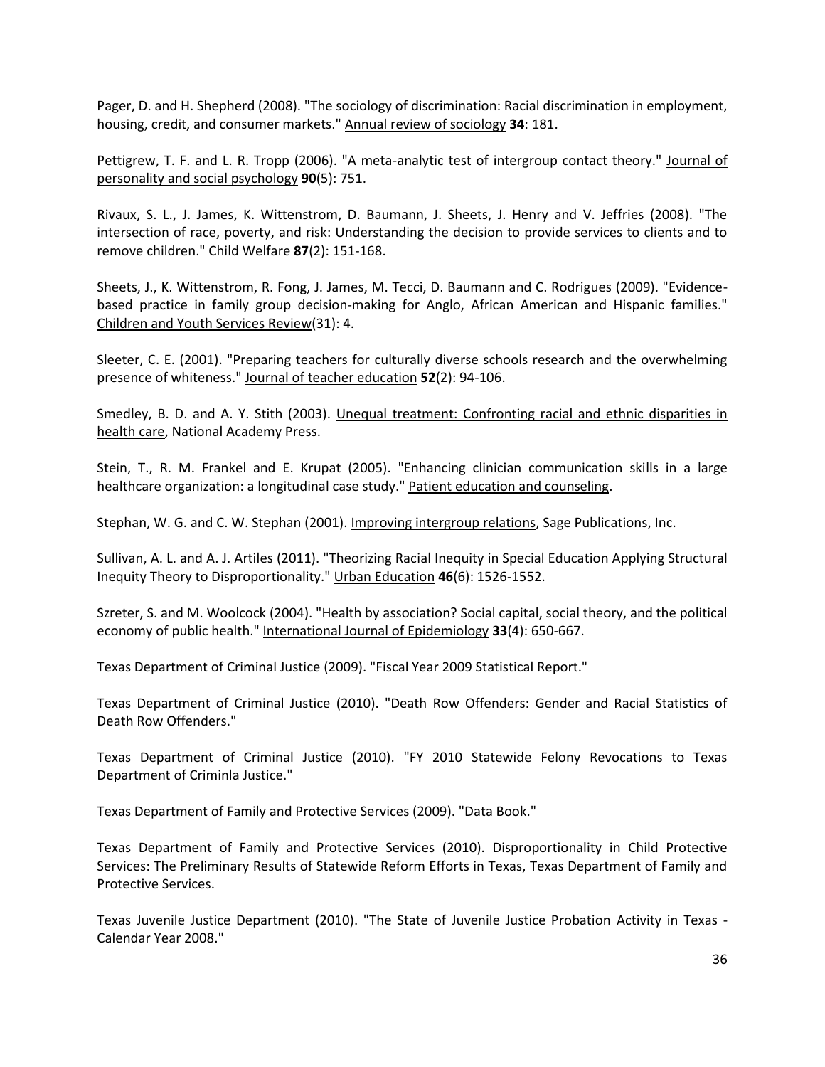Pager, D. and H. Shepherd (2008). "The sociology of discrimination: Racial discrimination in employment, housing, credit, and consumer markets." Annual review of sociology **34**: 181.

Pettigrew, T. F. and L. R. Tropp (2006). "A meta-analytic test of intergroup contact theory." Journal of personality and social psychology **90**(5): 751.

Rivaux, S. L., J. James, K. Wittenstrom, D. Baumann, J. Sheets, J. Henry and V. Jeffries (2008). "The intersection of race, poverty, and risk: Understanding the decision to provide services to clients and to remove children." Child Welfare **87**(2): 151-168.

Sheets, J., K. Wittenstrom, R. Fong, J. James, M. Tecci, D. Baumann and C. Rodrigues (2009). "Evidence-based practice in family group decision-making for Anglo, African American and Hispanic families." Children and Youth Services Review(31): 4.

Sleeter, C. E. (2001). "Preparing teachers for culturally diverse schools research and the overwhelming presence of whiteness." Journal of teacher education **52**(2): 94-106.

Smedley, B. D. and A. Y. Stith (2003). Unequal treatment: Confronting racial and ethnic disparities in health care, National Academy Press.

Stein, T., R. M. Frankel and E. Krupat (2005). "Enhancing clinician communication skills in a large healthcare organization: a longitudinal case study." Patient education and counseling.

Stephan, W. G. and C. W. Stephan (2001). Improving intergroup relations, Sage Publications, Inc.

Sullivan, A. L. and A. J. Artiles (2011). "Theorizing Racial Inequity in Special Education Applying Structural Inequity Theory to Disproportionality." Urban Education **46**(6): 1526-1552.

Szreter, S. and M. Woolcock (2004). "Health by association? Social capital, social theory, and the political economy of public health." International Journal of Epidemiology **33**(4): 650-667.

Texas Department of Criminal Justice (2009). "Fiscal Year 2009 Statistical Report."

Texas Department of Criminal Justice (2010). "Death Row Offenders: Gender and Racial Statistics of Death Row Offenders."

Texas Department of Criminal Justice (2010). "FY 2010 Statewide Felony Revocations to Texas Department of Criminla Justice."

Texas Department of Family and Protective Services (2009). "Data Book."

Texas Department of Family and Protective Services (2010). Disproportionality in Child Protective Services: The Preliminary Results of Statewide Reform Efforts in Texas, Texas Department of Family and Protective Services.

Texas Juvenile Justice Department (2010). "The State of Juvenile Justice Probation Activity in Texas - Calendar Year 2008."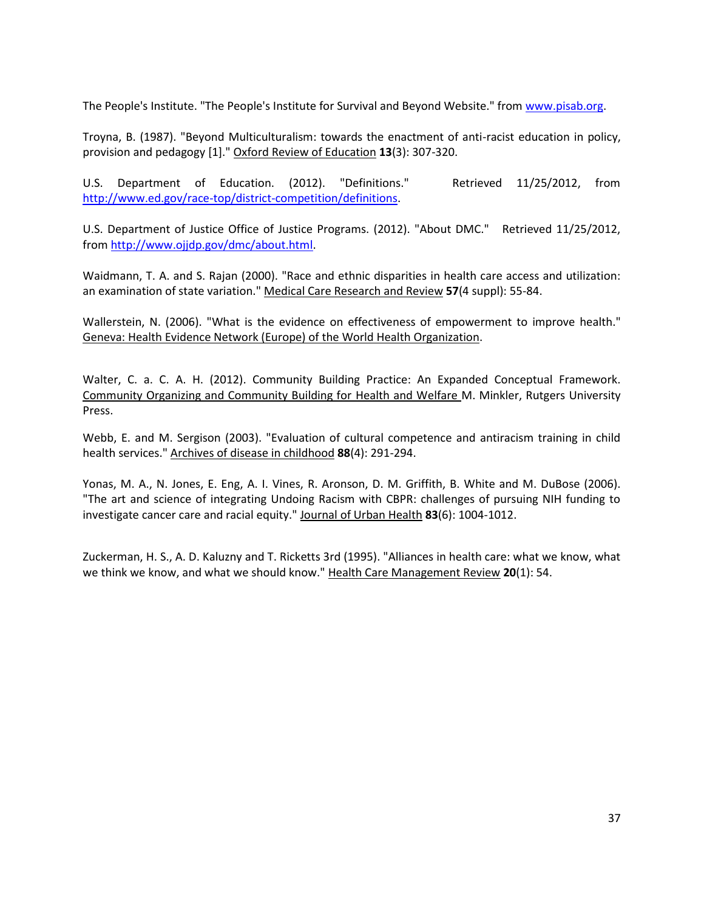The People's Institute. "The People's Institute for Survival and Beyond Website." from www.pisab.org.

Troyna, B. (1987). "Beyond Multiculturalism: towards the enactment of anti-racist education in policy, provision and pedagogy [1]." Oxford Review of Education **13**(3): 307-320.

U.S. Department of Education. (2012). "Definitions." Retrieved 11/25/2012, from http://www.ed.gov/race-top/district-competition/definitions.

U.S. Department of Justice Office of Justice Programs. (2012). "About DMC." Retrieved 11/25/2012, from http://www.ojjdp.gov/dmc/about.html.

Waidmann, T. A. and S. Rajan (2000). "Race and ethnic disparities in health care access and utilization: an examination of state variation." Medical Care Research and Review **57**(4 suppl): 55-84.

Wallerstein, N. (2006). "What is the evidence on effectiveness of empowerment to improve health." Geneva: Health Evidence Network (Europe) of the World Health Organization.

Walter, C. a. C. A. H. (2012). Community Building Practice: An Expanded Conceptual Framework. Community Organizing and Community Building for Health and Welfare M. Minkler, Rutgers University Press.

Webb, E. and M. Sergison (2003). "Evaluation of cultural competence and antiracism training in child health services." Archives of disease in childhood **88**(4): 291-294.

Yonas, M. A., N. Jones, E. Eng, A. I. Vines, R. Aronson, D. M. Griffith, B. White and M. DuBose (2006). "The art and science of integrating Undoing Racism with CBPR: challenges of pursuing NIH funding to investigate cancer care and racial equity." Journal of Urban Health **83**(6): 1004-1012.

Zuckerman, H. S., A. D. Kaluzny and T. Ricketts 3rd (1995). "Alliances in health care: what we know, what we think we know, and what we should know." Health Care Management Review **20**(1): 54.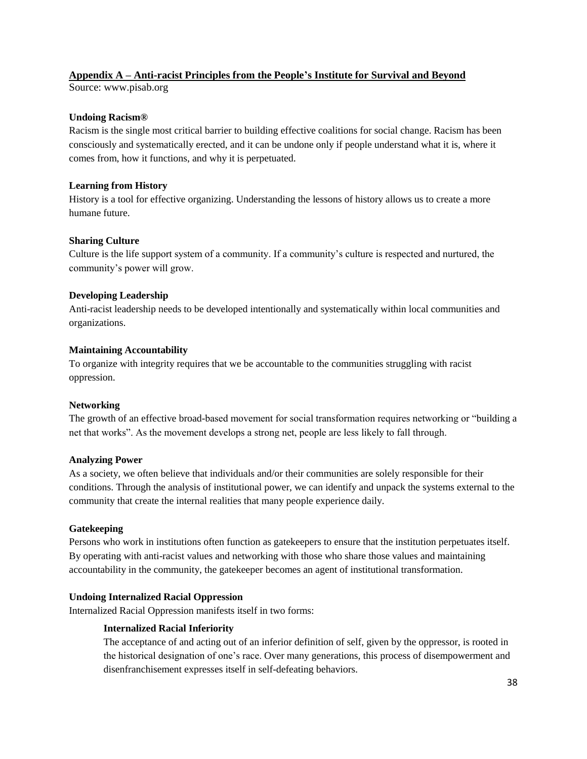## Appendix A – Anti-racist Principles from the People's Institute for Survival and Beyond

Source: www.pisab.org

**Undoing Racism®**

Racism is the single most critical barrier to building effective coalitions for social change. Racism has been consciously and systematically erected, and it can be undone only if people understand what it is, where it comes from, how it functions, and why it is perpetuated.

**Learning from History**

History is a tool for effective organizing. Understanding the lessons of history allows us to create a more humane future.

**Sharing Culture**

Culture is the life support system of a community. If a community's culture is respected and nurtured, the community's power will grow.

**Developing Leadership**

Anti-racist leadership needs to be developed intentionally and systematically within local communities and organizations.

**Maintaining Accountability**

To organize with integrity requires that we be accountable to the communities struggling with racist oppression.

**Networking**

The growth of an effective broad-based movement for social transformation requires networking or "building a net that works". As the movement develops a strong net, people are less likely to fall through.

**Analyzing Power**

As a society, we often believe that individuals and/or their communities are solely responsible for their conditions. Through the analysis of institutional power, we can identify and unpack the systems external to the community that create the internal realities that many people experience daily.

**Gatekeeping**

Persons who work in institutions often function as gatekeepers to ensure that the institution perpetuates itself. By operating with anti-racist values and networking with those who share those values and maintaining accountability in the community, the gatekeeper becomes an agent of institutional transformation.

**Undoing Internalized Racial Oppression**

Internalized Racial Oppression manifests itself in two forms:

> **Internalized Racial Inferiority**
>
> The acceptance of and acting out of an inferior definition of self, given by the oppressor, is rooted in the historical designation of one's race. Over many generations, this process of disempowerment and disenfranchisement expresses itself in self-defeating behaviors.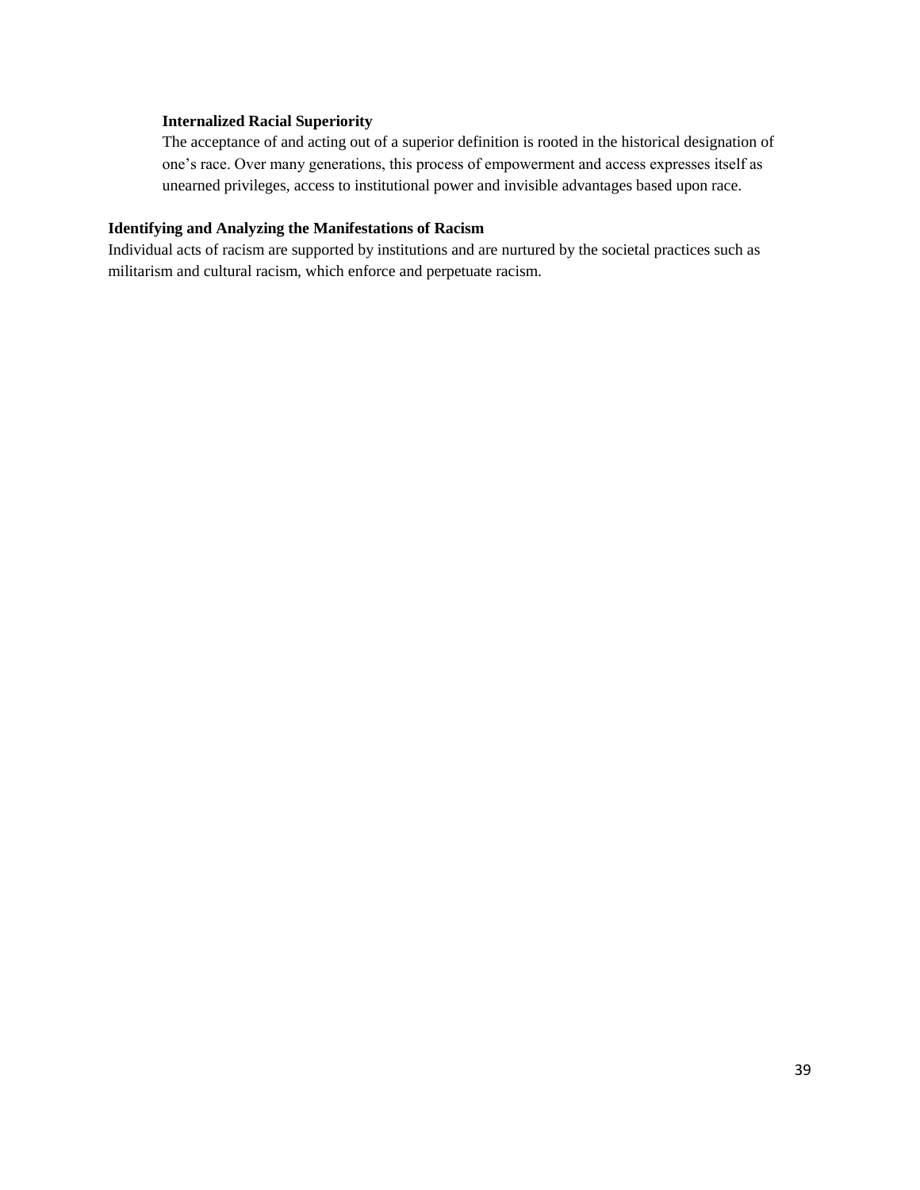**Internalized Racial Superiority**

The acceptance of and acting out of a superior definition is rooted in the historical designation of one's race. Over many generations, this process of empowerment and access expresses itself as unearned privileges, access to institutional power and invisible advantages based upon race.

**Identifying and Analyzing the Manifestations of Racism**

Individual acts of racism are supported by institutions and are nurtured by the societal practices such as militarism and cultural racism, which enforce and perpetuate racism.